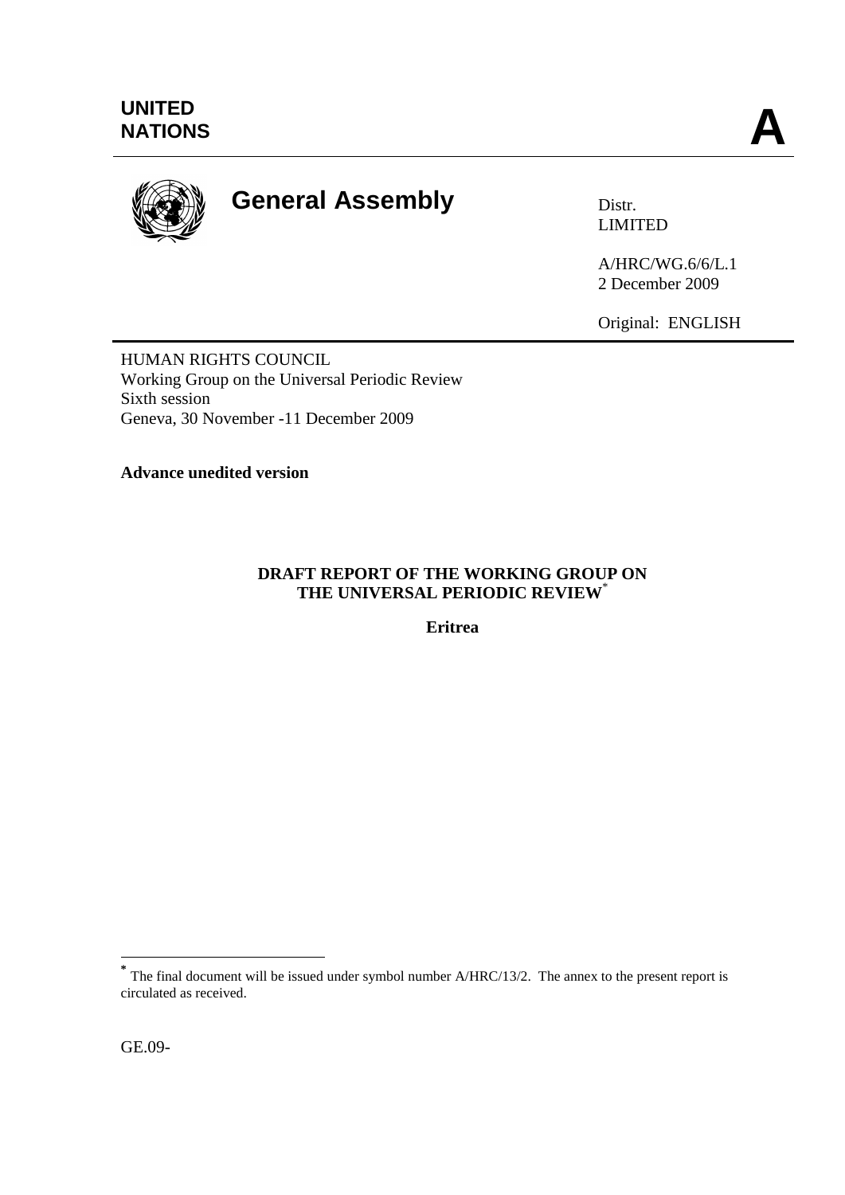UNITED NATIONS

**A**

# General Assembly

Distr.
LIMITED

A/HRC/WG.6/6/L.1
2 December 2009

Original: ENGLISH

HUMAN RIGHTS COUNCIL
Working Group on the Universal Periodic Review
Sixth session
Geneva, 30 November -11 December 2009

**Advance unedited version**

**DRAFT REPORT OF THE WORKING GROUP ON THE UNIVERSAL PERIODIC REVIEW***

**Eritrea**

* The final document will be issued under symbol number A/HRC/13/2. The annex to the present report is circulated as received.

GE.09-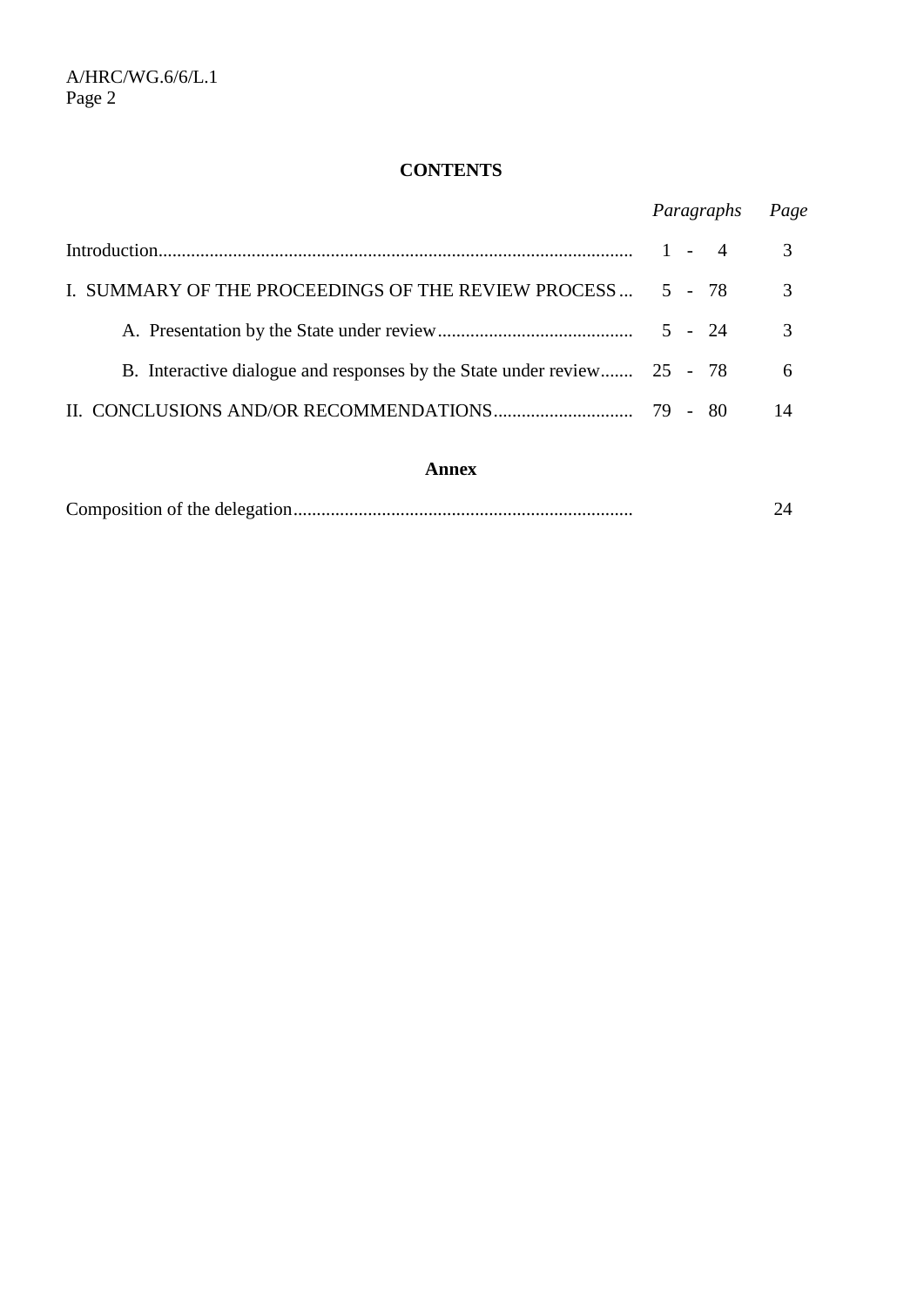## CONTENTS

| | *Paragraphs* | *Page* |
|---|---|---|
| Introduction | 1 - 4 | 3 |
| I. SUMMARY OF THE PROCEEDINGS OF THE REVIEW PROCESS | 5 - 78 | 3 |
| A. Presentation by the State under review | 5 - 24 | 3 |
| B. Interactive dialogue and responses by the State under review | 25 - 78 | 6 |
| II. CONCLUSIONS AND/OR RECOMMENDATIONS | 79 - 80 | 14 |

**Annex**

| | | |
|---|---|---|
| Composition of the delegation | | 24 |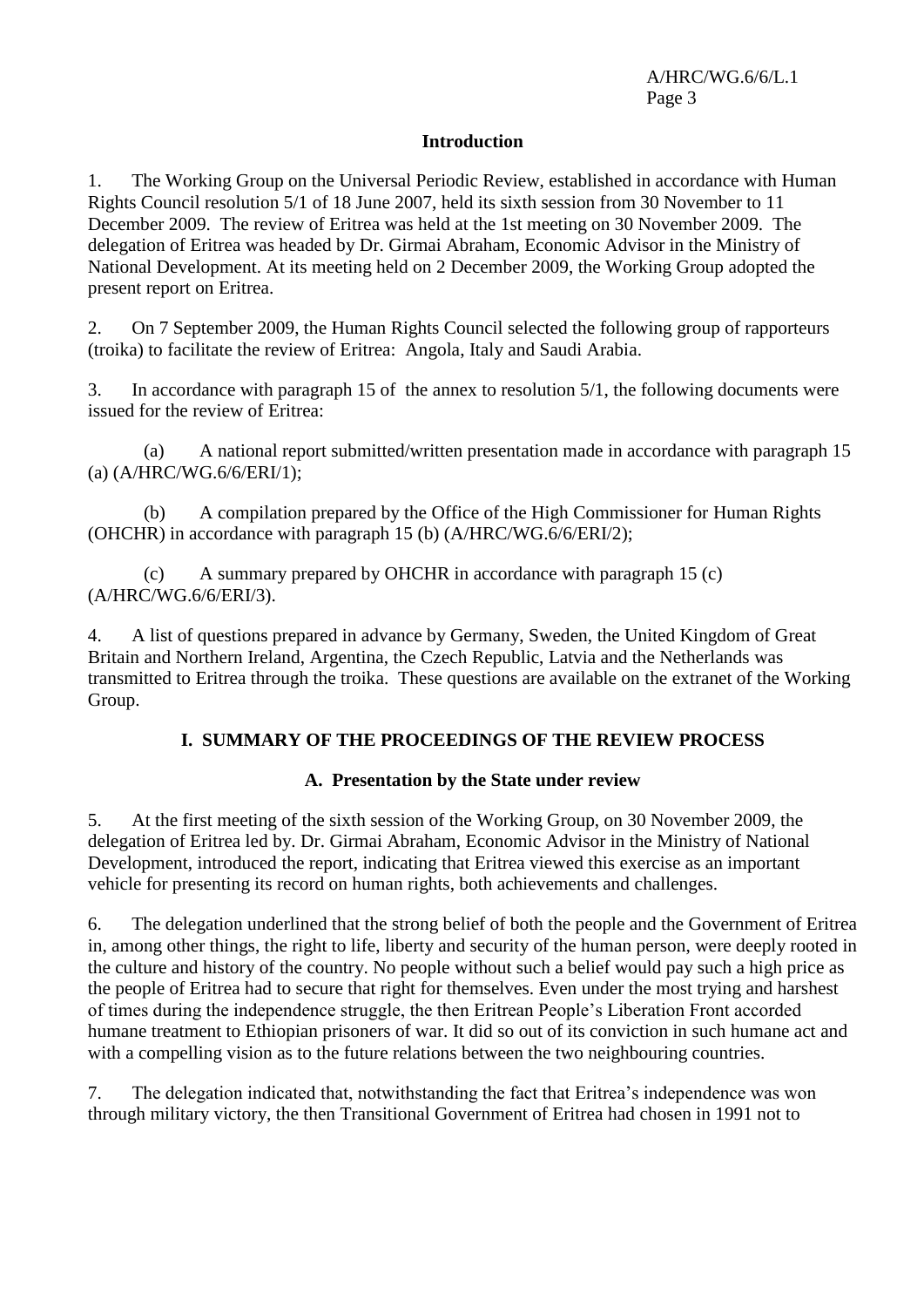## Introduction

1. The Working Group on the Universal Periodic Review, established in accordance with Human Rights Council resolution 5/1 of 18 June 2007, held its sixth session from 30 November to 11 December 2009. The review of Eritrea was held at the 1st meeting on 30 November 2009. The delegation of Eritrea was headed by Dr. Girmai Abraham, Economic Advisor in the Ministry of National Development. At its meeting held on 2 December 2009, the Working Group adopted the present report on Eritrea.

2. On 7 September 2009, the Human Rights Council selected the following group of rapporteurs (troika) to facilitate the review of Eritrea: Angola, Italy and Saudi Arabia.

3. In accordance with paragraph 15 of the annex to resolution 5/1, the following documents were issued for the review of Eritrea:

(a) A national report submitted/written presentation made in accordance with paragraph 15 (a) (A/HRC/WG.6/6/ERI/1);

(b) A compilation prepared by the Office of the High Commissioner for Human Rights (OHCHR) in accordance with paragraph 15 (b) (A/HRC/WG.6/6/ERI/2);

(c) A summary prepared by OHCHR in accordance with paragraph 15 (c) (A/HRC/WG.6/6/ERI/3).

4. A list of questions prepared in advance by Germany, Sweden, the United Kingdom of Great Britain and Northern Ireland, Argentina, the Czech Republic, Latvia and the Netherlands was transmitted to Eritrea through the troika. These questions are available on the extranet of the Working Group.

## I. SUMMARY OF THE PROCEEDINGS OF THE REVIEW PROCESS

### A. Presentation by the State under review

5. At the first meeting of the sixth session of the Working Group, on 30 November 2009, the delegation of Eritrea led by. Dr. Girmai Abraham, Economic Advisor in the Ministry of National Development, introduced the report, indicating that Eritrea viewed this exercise as an important vehicle for presenting its record on human rights, both achievements and challenges.

6. The delegation underlined that the strong belief of both the people and the Government of Eritrea in, among other things, the right to life, liberty and security of the human person, were deeply rooted in the culture and history of the country. No people without such a belief would pay such a high price as the people of Eritrea had to secure that right for themselves. Even under the most trying and harshest of times during the independence struggle, the then Eritrean People's Liberation Front accorded humane treatment to Ethiopian prisoners of war. It did so out of its conviction in such humane act and with a compelling vision as to the future relations between the two neighbouring countries.

7. The delegation indicated that, notwithstanding the fact that Eritrea's independence was won through military victory, the then Transitional Government of Eritrea had chosen in 1991 not to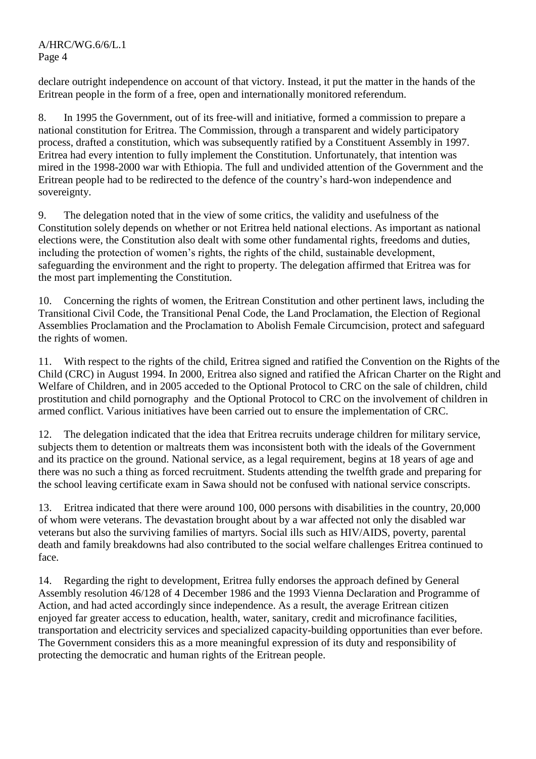declare outright independence on account of that victory. Instead, it put the matter in the hands of the Eritrean people in the form of a free, open and internationally monitored referendum.

8. In 1995 the Government, out of its free-will and initiative, formed a commission to prepare a national constitution for Eritrea. The Commission, through a transparent and widely participatory process, drafted a constitution, which was subsequently ratified by a Constituent Assembly in 1997. Eritrea had every intention to fully implement the Constitution. Unfortunately, that intention was mired in the 1998-2000 war with Ethiopia. The full and undivided attention of the Government and the Eritrean people had to be redirected to the defence of the country's hard-won independence and sovereignty.

9. The delegation noted that in the view of some critics, the validity and usefulness of the Constitution solely depends on whether or not Eritrea held national elections. As important as national elections were, the Constitution also dealt with some other fundamental rights, freedoms and duties, including the protection of women's rights, the rights of the child, sustainable development, safeguarding the environment and the right to property. The delegation affirmed that Eritrea was for the most part implementing the Constitution.

10. Concerning the rights of women, the Eritrean Constitution and other pertinent laws, including the Transitional Civil Code, the Transitional Penal Code, the Land Proclamation, the Election of Regional Assemblies Proclamation and the Proclamation to Abolish Female Circumcision, protect and safeguard the rights of women.

11. With respect to the rights of the child, Eritrea signed and ratified the Convention on the Rights of the Child (CRC) in August 1994. In 2000, Eritrea also signed and ratified the African Charter on the Right and Welfare of Children, and in 2005 acceded to the Optional Protocol to CRC on the sale of children, child prostitution and child pornography and the Optional Protocol to CRC on the involvement of children in armed conflict. Various initiatives have been carried out to ensure the implementation of CRC.

12. The delegation indicated that the idea that Eritrea recruits underage children for military service, subjects them to detention or maltreats them was inconsistent both with the ideals of the Government and its practice on the ground. National service, as a legal requirement, begins at 18 years of age and there was no such a thing as forced recruitment. Students attending the twelfth grade and preparing for the school leaving certificate exam in Sawa should not be confused with national service conscripts.

13. Eritrea indicated that there were around 100, 000 persons with disabilities in the country, 20,000 of whom were veterans. The devastation brought about by a war affected not only the disabled war veterans but also the surviving families of martyrs. Social ills such as HIV/AIDS, poverty, parental death and family breakdowns had also contributed to the social welfare challenges Eritrea continued to face.

14. Regarding the right to development, Eritrea fully endorses the approach defined by General Assembly resolution 46/128 of 4 December 1986 and the 1993 Vienna Declaration and Programme of Action, and had acted accordingly since independence. As a result, the average Eritrean citizen enjoyed far greater access to education, health, water, sanitary, credit and microfinance facilities, transportation and electricity services and specialized capacity-building opportunities than ever before. The Government considers this as a more meaningful expression of its duty and responsibility of protecting the democratic and human rights of the Eritrean people.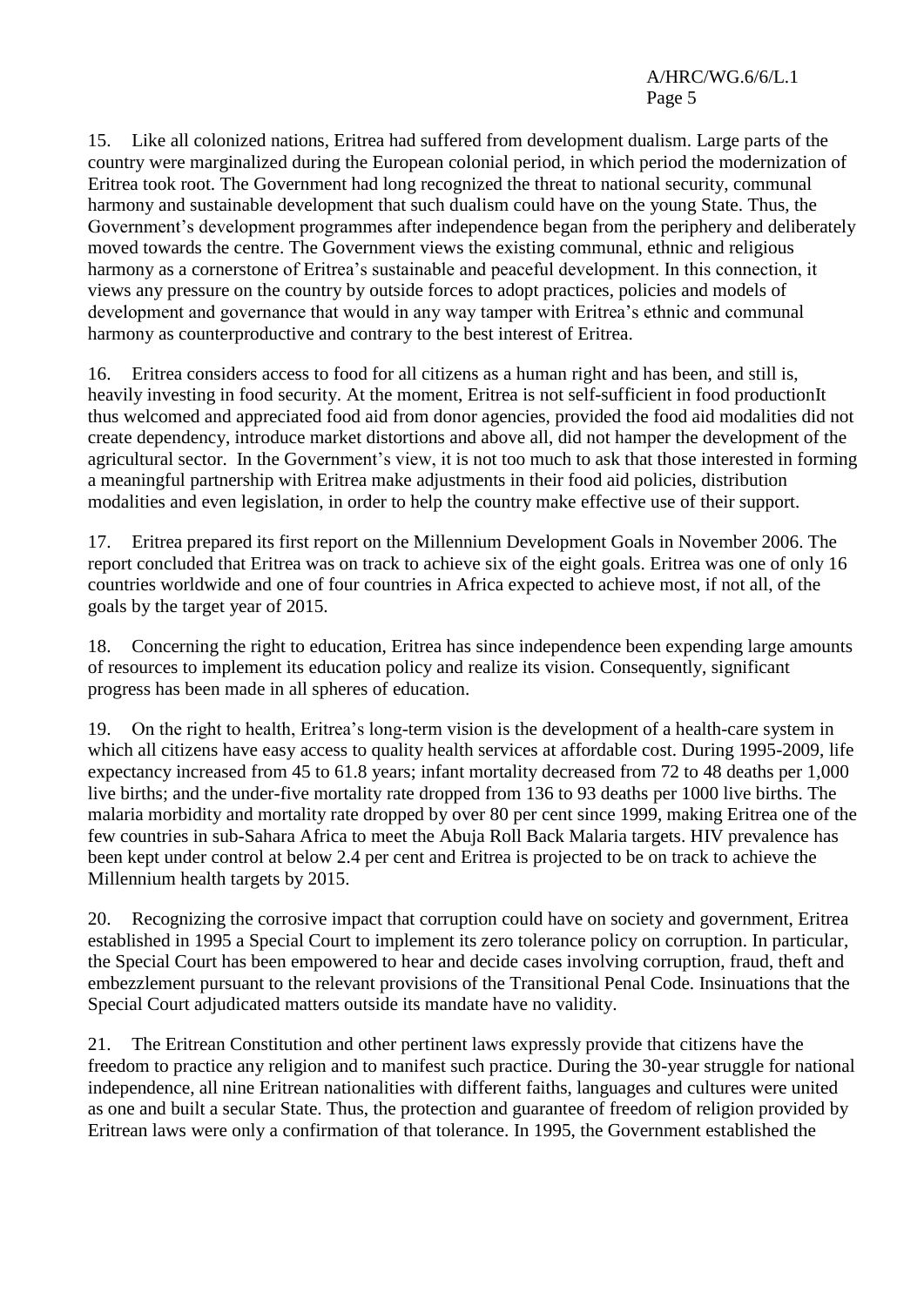15. Like all colonized nations, Eritrea had suffered from development dualism. Large parts of the country were marginalized during the European colonial period, in which period the modernization of Eritrea took root. The Government had long recognized the threat to national security, communal harmony and sustainable development that such dualism could have on the young State. Thus, the Government's development programmes after independence began from the periphery and deliberately moved towards the centre. The Government views the existing communal, ethnic and religious harmony as a cornerstone of Eritrea's sustainable and peaceful development. In this connection, it views any pressure on the country by outside forces to adopt practices, policies and models of development and governance that would in any way tamper with Eritrea's ethnic and communal harmony as counterproductive and contrary to the best interest of Eritrea.

16. Eritrea considers access to food for all citizens as a human right and has been, and still is, heavily investing in food security. At the moment, Eritrea is not self-sufficient in food productionIt thus welcomed and appreciated food aid from donor agencies, provided the food aid modalities did not create dependency, introduce market distortions and above all, did not hamper the development of the agricultural sector. In the Government's view, it is not too much to ask that those interested in forming a meaningful partnership with Eritrea make adjustments in their food aid policies, distribution modalities and even legislation, in order to help the country make effective use of their support.

17. Eritrea prepared its first report on the Millennium Development Goals in November 2006. The report concluded that Eritrea was on track to achieve six of the eight goals. Eritrea was one of only 16 countries worldwide and one of four countries in Africa expected to achieve most, if not all, of the goals by the target year of 2015.

18. Concerning the right to education, Eritrea has since independence been expending large amounts of resources to implement its education policy and realize its vision. Consequently, significant progress has been made in all spheres of education.

19. On the right to health, Eritrea's long-term vision is the development of a health-care system in which all citizens have easy access to quality health services at affordable cost. During 1995-2009, life expectancy increased from 45 to 61.8 years; infant mortality decreased from 72 to 48 deaths per 1,000 live births; and the under-five mortality rate dropped from 136 to 93 deaths per 1000 live births. The malaria morbidity and mortality rate dropped by over 80 per cent since 1999, making Eritrea one of the few countries in sub-Sahara Africa to meet the Abuja Roll Back Malaria targets. HIV prevalence has been kept under control at below 2.4 per cent and Eritrea is projected to be on track to achieve the Millennium health targets by 2015.

20. Recognizing the corrosive impact that corruption could have on society and government, Eritrea established in 1995 a Special Court to implement its zero tolerance policy on corruption. In particular, the Special Court has been empowered to hear and decide cases involving corruption, fraud, theft and embezzlement pursuant to the relevant provisions of the Transitional Penal Code. Insinuations that the Special Court adjudicated matters outside its mandate have no validity.

21. The Eritrean Constitution and other pertinent laws expressly provide that citizens have the freedom to practice any religion and to manifest such practice. During the 30-year struggle for national independence, all nine Eritrean nationalities with different faiths, languages and cultures were united as one and built a secular State. Thus, the protection and guarantee of freedom of religion provided by Eritrean laws were only a confirmation of that tolerance. In 1995, the Government established the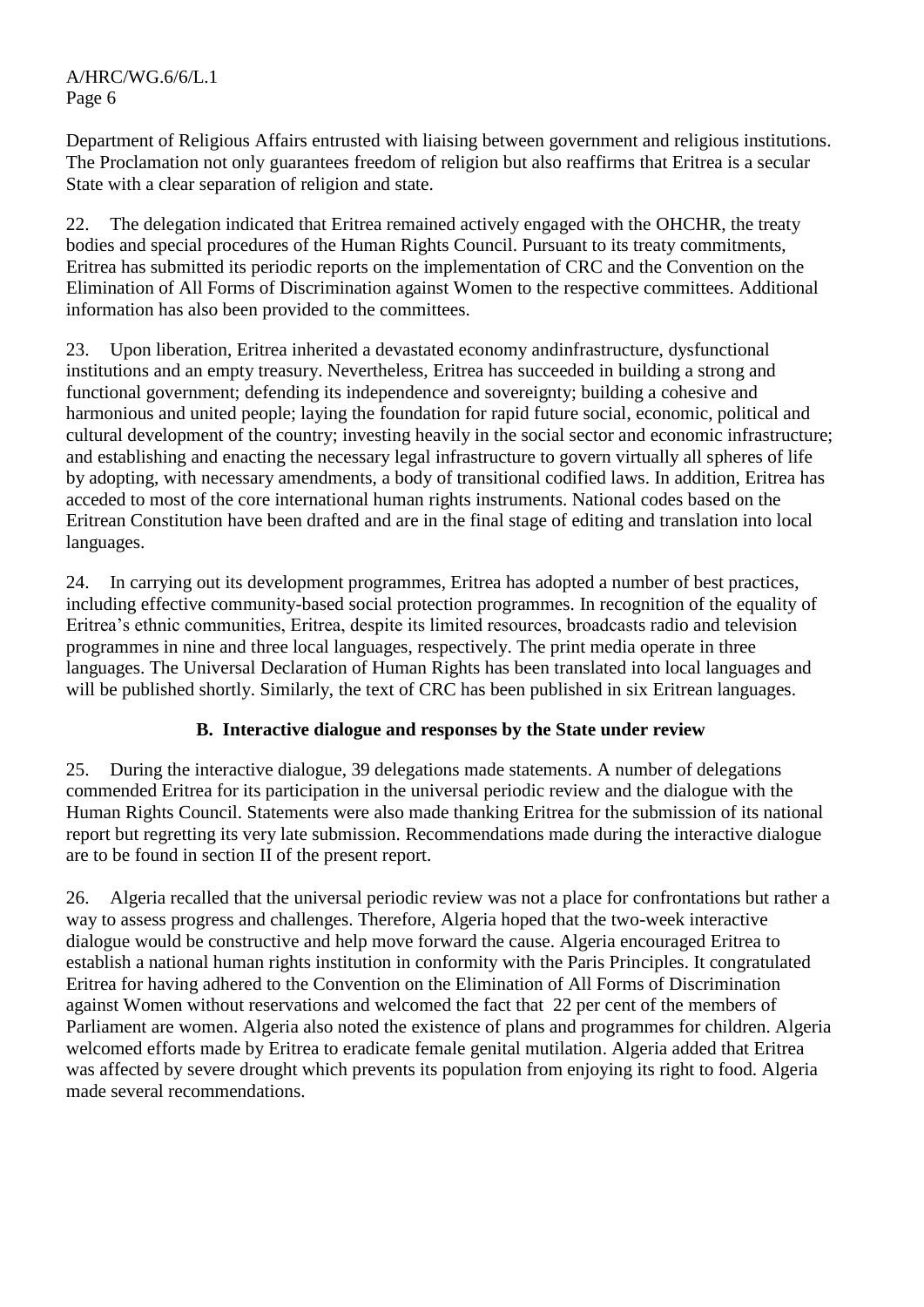Department of Religious Affairs entrusted with liaising between government and religious institutions. The Proclamation not only guarantees freedom of religion but also reaffirms that Eritrea is a secular State with a clear separation of religion and state.

22. The delegation indicated that Eritrea remained actively engaged with the OHCHR, the treaty bodies and special procedures of the Human Rights Council. Pursuant to its treaty commitments, Eritrea has submitted its periodic reports on the implementation of CRC and the Convention on the Elimination of All Forms of Discrimination against Women to the respective committees. Additional information has also been provided to the committees.

23. Upon liberation, Eritrea inherited a devastated economy andinfrastructure, dysfunctional institutions and an empty treasury. Nevertheless, Eritrea has succeeded in building a strong and functional government; defending its independence and sovereignty; building a cohesive and harmonious and united people; laying the foundation for rapid future social, economic, political and cultural development of the country; investing heavily in the social sector and economic infrastructure; and establishing and enacting the necessary legal infrastructure to govern virtually all spheres of life by adopting, with necessary amendments, a body of transitional codified laws. In addition, Eritrea has acceded to most of the core international human rights instruments. National codes based on the Eritrean Constitution have been drafted and are in the final stage of editing and translation into local languages.

24. In carrying out its development programmes, Eritrea has adopted a number of best practices, including effective community-based social protection programmes. In recognition of the equality of Eritrea's ethnic communities, Eritrea, despite its limited resources, broadcasts radio and television programmes in nine and three local languages, respectively. The print media operate in three languages. The Universal Declaration of Human Rights has been translated into local languages and will be published shortly. Similarly, the text of CRC has been published in six Eritrean languages.

### B. Interactive dialogue and responses by the State under review

25. During the interactive dialogue, 39 delegations made statements. A number of delegations commended Eritrea for its participation in the universal periodic review and the dialogue with the Human Rights Council. Statements were also made thanking Eritrea for the submission of its national report but regretting its very late submission. Recommendations made during the interactive dialogue are to be found in section II of the present report.

26. Algeria recalled that the universal periodic review was not a place for confrontations but rather a way to assess progress and challenges. Therefore, Algeria hoped that the two-week interactive dialogue would be constructive and help move forward the cause. Algeria encouraged Eritrea to establish a national human rights institution in conformity with the Paris Principles. It congratulated Eritrea for having adhered to the Convention on the Elimination of All Forms of Discrimination against Women without reservations and welcomed the fact that 22 per cent of the members of Parliament are women. Algeria also noted the existence of plans and programmes for children. Algeria welcomed efforts made by Eritrea to eradicate female genital mutilation. Algeria added that Eritrea was affected by severe drought which prevents its population from enjoying its right to food. Algeria made several recommendations.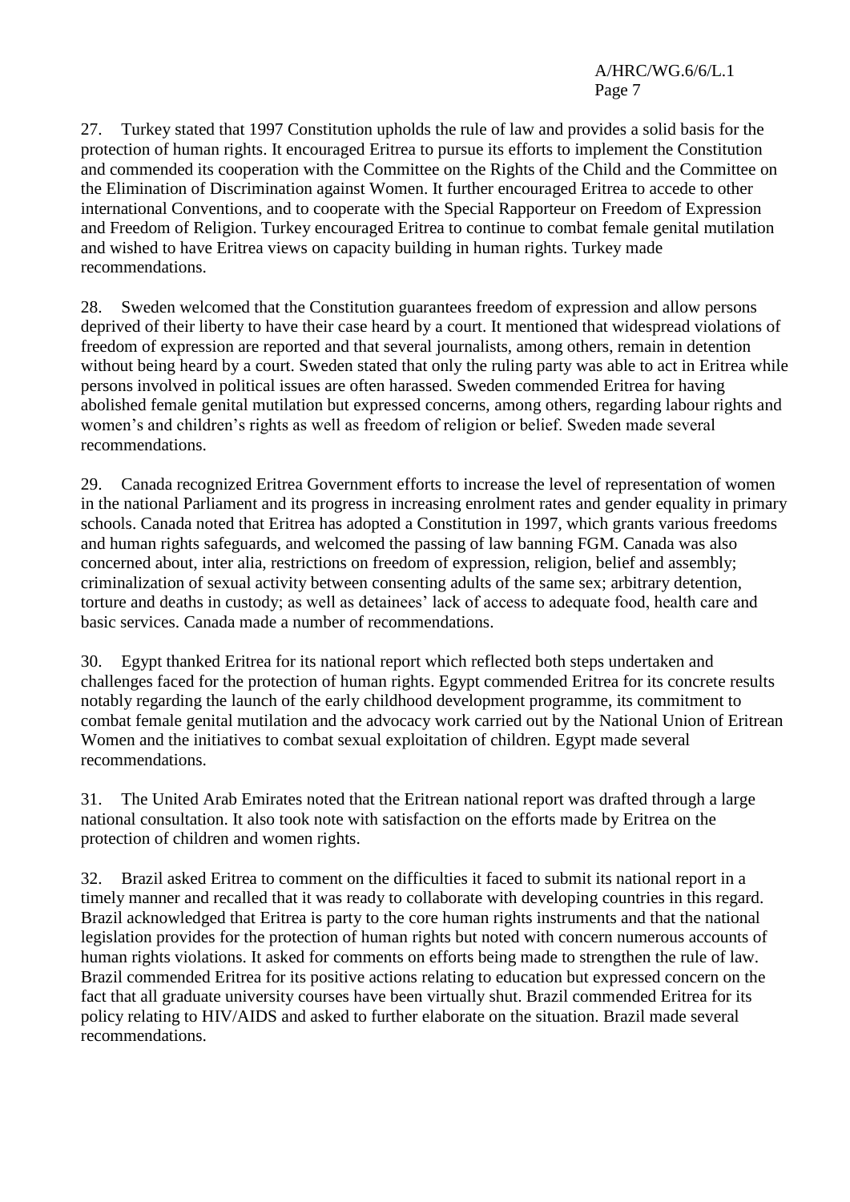27. Turkey stated that 1997 Constitution upholds the rule of law and provides a solid basis for the protection of human rights. It encouraged Eritrea to pursue its efforts to implement the Constitution and commended its cooperation with the Committee on the Rights of the Child and the Committee on the Elimination of Discrimination against Women. It further encouraged Eritrea to accede to other international Conventions, and to cooperate with the Special Rapporteur on Freedom of Expression and Freedom of Religion. Turkey encouraged Eritrea to continue to combat female genital mutilation and wished to have Eritrea views on capacity building in human rights. Turkey made recommendations.

28. Sweden welcomed that the Constitution guarantees freedom of expression and allow persons deprived of their liberty to have their case heard by a court. It mentioned that widespread violations of freedom of expression are reported and that several journalists, among others, remain in detention without being heard by a court. Sweden stated that only the ruling party was able to act in Eritrea while persons involved in political issues are often harassed. Sweden commended Eritrea for having abolished female genital mutilation but expressed concerns, among others, regarding labour rights and women's and children's rights as well as freedom of religion or belief. Sweden made several recommendations.

29. Canada recognized Eritrea Government efforts to increase the level of representation of women in the national Parliament and its progress in increasing enrolment rates and gender equality in primary schools. Canada noted that Eritrea has adopted a Constitution in 1997, which grants various freedoms and human rights safeguards, and welcomed the passing of law banning FGM. Canada was also concerned about, inter alia, restrictions on freedom of expression, religion, belief and assembly; criminalization of sexual activity between consenting adults of the same sex; arbitrary detention, torture and deaths in custody; as well as detainees' lack of access to adequate food, health care and basic services. Canada made a number of recommendations.

30. Egypt thanked Eritrea for its national report which reflected both steps undertaken and challenges faced for the protection of human rights. Egypt commended Eritrea for its concrete results notably regarding the launch of the early childhood development programme, its commitment to combat female genital mutilation and the advocacy work carried out by the National Union of Eritrean Women and the initiatives to combat sexual exploitation of children. Egypt made several recommendations.

31. The United Arab Emirates noted that the Eritrean national report was drafted through a large national consultation. It also took note with satisfaction on the efforts made by Eritrea on the protection of children and women rights.

32. Brazil asked Eritrea to comment on the difficulties it faced to submit its national report in a timely manner and recalled that it was ready to collaborate with developing countries in this regard. Brazil acknowledged that Eritrea is party to the core human rights instruments and that the national legislation provides for the protection of human rights but noted with concern numerous accounts of human rights violations. It asked for comments on efforts being made to strengthen the rule of law. Brazil commended Eritrea for its positive actions relating to education but expressed concern on the fact that all graduate university courses have been virtually shut. Brazil commended Eritrea for its policy relating to HIV/AIDS and asked to further elaborate on the situation. Brazil made several recommendations.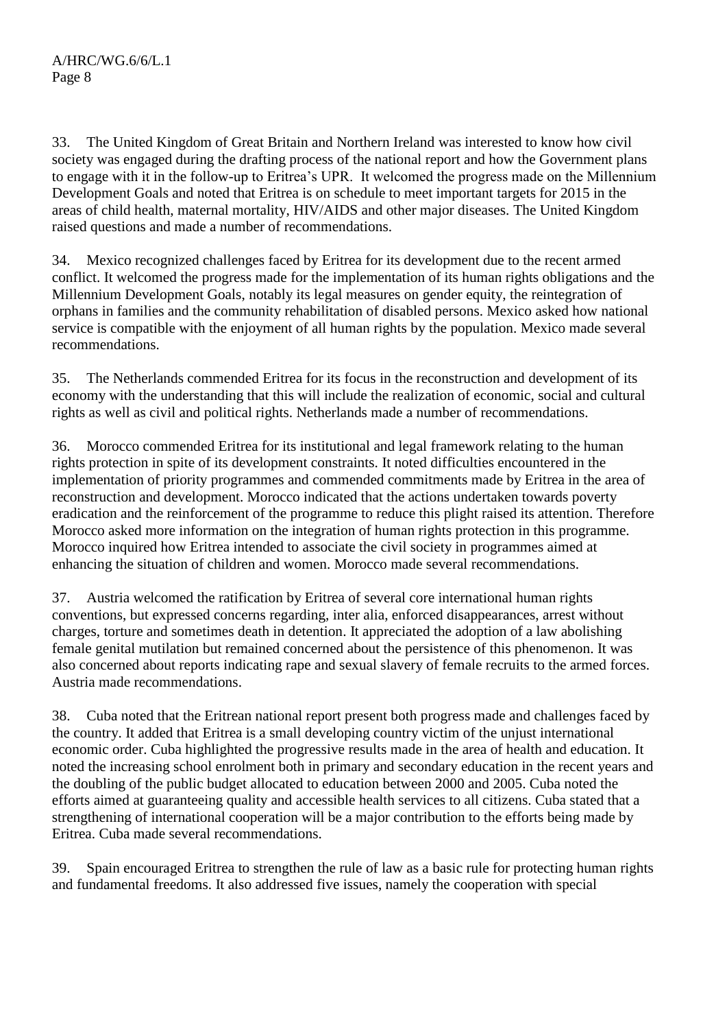33. The United Kingdom of Great Britain and Northern Ireland was interested to know how civil society was engaged during the drafting process of the national report and how the Government plans to engage with it in the follow-up to Eritrea's UPR. It welcomed the progress made on the Millennium Development Goals and noted that Eritrea is on schedule to meet important targets for 2015 in the areas of child health, maternal mortality, HIV/AIDS and other major diseases. The United Kingdom raised questions and made a number of recommendations.

34. Mexico recognized challenges faced by Eritrea for its development due to the recent armed conflict. It welcomed the progress made for the implementation of its human rights obligations and the Millennium Development Goals, notably its legal measures on gender equity, the reintegration of orphans in families and the community rehabilitation of disabled persons. Mexico asked how national service is compatible with the enjoyment of all human rights by the population. Mexico made several recommendations.

35. The Netherlands commended Eritrea for its focus in the reconstruction and development of its economy with the understanding that this will include the realization of economic, social and cultural rights as well as civil and political rights. Netherlands made a number of recommendations.

36. Morocco commended Eritrea for its institutional and legal framework relating to the human rights protection in spite of its development constraints. It noted difficulties encountered in the implementation of priority programmes and commended commitments made by Eritrea in the area of reconstruction and development. Morocco indicated that the actions undertaken towards poverty eradication and the reinforcement of the programme to reduce this plight raised its attention. Therefore Morocco asked more information on the integration of human rights protection in this programme. Morocco inquired how Eritrea intended to associate the civil society in programmes aimed at enhancing the situation of children and women. Morocco made several recommendations.

37. Austria welcomed the ratification by Eritrea of several core international human rights conventions, but expressed concerns regarding, inter alia, enforced disappearances, arrest without charges, torture and sometimes death in detention. It appreciated the adoption of a law abolishing female genital mutilation but remained concerned about the persistence of this phenomenon. It was also concerned about reports indicating rape and sexual slavery of female recruits to the armed forces. Austria made recommendations.

38. Cuba noted that the Eritrean national report present both progress made and challenges faced by the country. It added that Eritrea is a small developing country victim of the unjust international economic order. Cuba highlighted the progressive results made in the area of health and education. It noted the increasing school enrolment both in primary and secondary education in the recent years and the doubling of the public budget allocated to education between 2000 and 2005. Cuba noted the efforts aimed at guaranteeing quality and accessible health services to all citizens. Cuba stated that a strengthening of international cooperation will be a major contribution to the efforts being made by Eritrea. Cuba made several recommendations.

39. Spain encouraged Eritrea to strengthen the rule of law as a basic rule for protecting human rights and fundamental freedoms. It also addressed five issues, namely the cooperation with special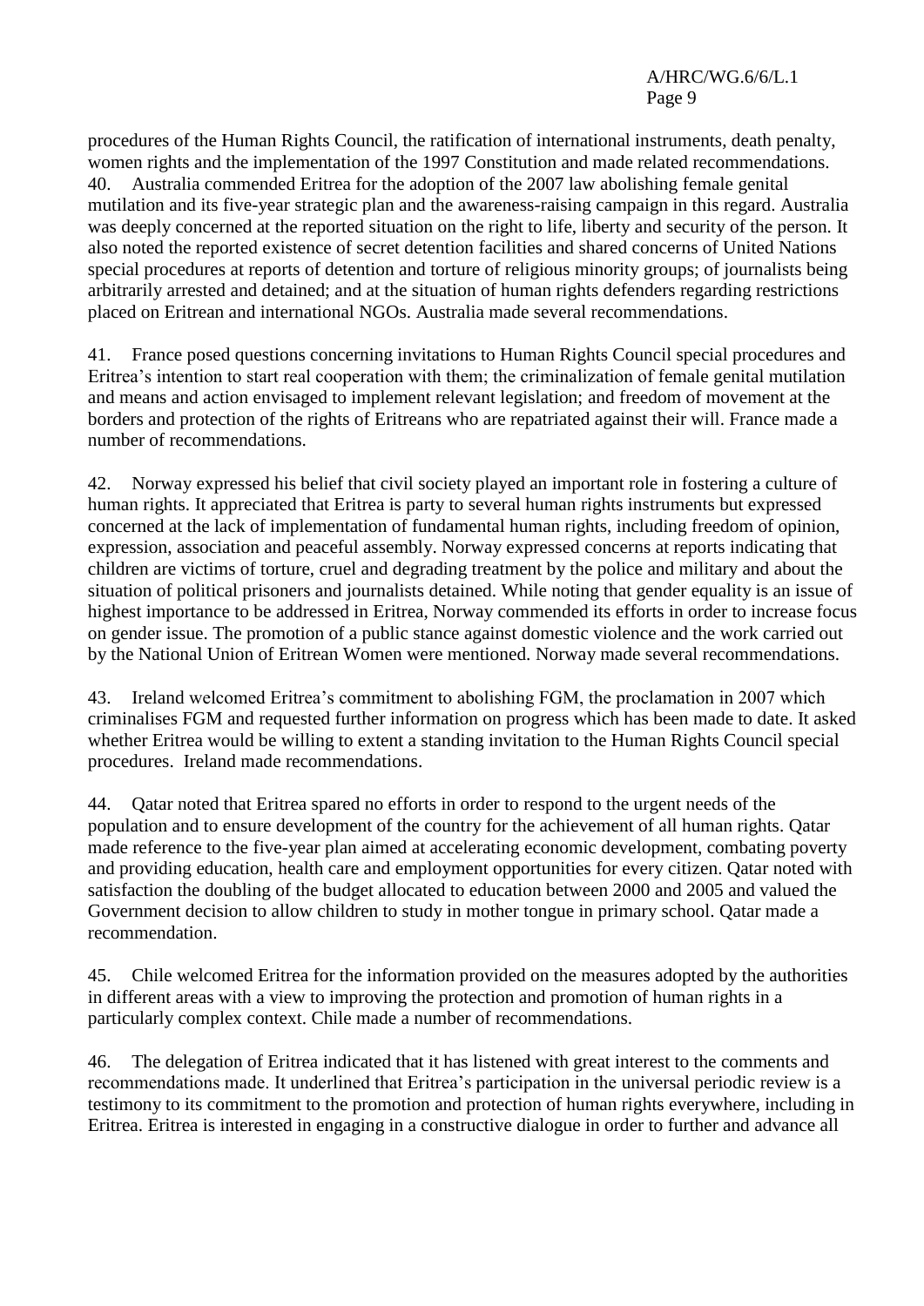procedures of the Human Rights Council, the ratification of international instruments, death penalty, women rights and the implementation of the 1997 Constitution and made related recommendations.

40. Australia commended Eritrea for the adoption of the 2007 law abolishing female genital mutilation and its five-year strategic plan and the awareness-raising campaign in this regard. Australia was deeply concerned at the reported situation on the right to life, liberty and security of the person. It also noted the reported existence of secret detention facilities and shared concerns of United Nations special procedures at reports of detention and torture of religious minority groups; of journalists being arbitrarily arrested and detained; and at the situation of human rights defenders regarding restrictions placed on Eritrean and international NGOs. Australia made several recommendations.

41. France posed questions concerning invitations to Human Rights Council special procedures and Eritrea's intention to start real cooperation with them; the criminalization of female genital mutilation and means and action envisaged to implement relevant legislation; and freedom of movement at the borders and protection of the rights of Eritreans who are repatriated against their will. France made a number of recommendations.

42. Norway expressed his belief that civil society played an important role in fostering a culture of human rights. It appreciated that Eritrea is party to several human rights instruments but expressed concerned at the lack of implementation of fundamental human rights, including freedom of opinion, expression, association and peaceful assembly. Norway expressed concerns at reports indicating that children are victims of torture, cruel and degrading treatment by the police and military and about the situation of political prisoners and journalists detained. While noting that gender equality is an issue of highest importance to be addressed in Eritrea, Norway commended its efforts in order to increase focus on gender issue. The promotion of a public stance against domestic violence and the work carried out by the National Union of Eritrean Women were mentioned. Norway made several recommendations.

43. Ireland welcomed Eritrea's commitment to abolishing FGM, the proclamation in 2007 which criminalises FGM and requested further information on progress which has been made to date. It asked whether Eritrea would be willing to extent a standing invitation to the Human Rights Council special procedures. Ireland made recommendations.

44. Qatar noted that Eritrea spared no efforts in order to respond to the urgent needs of the population and to ensure development of the country for the achievement of all human rights. Qatar made reference to the five-year plan aimed at accelerating economic development, combating poverty and providing education, health care and employment opportunities for every citizen. Qatar noted with satisfaction the doubling of the budget allocated to education between 2000 and 2005 and valued the Government decision to allow children to study in mother tongue in primary school. Qatar made a recommendation.

45. Chile welcomed Eritrea for the information provided on the measures adopted by the authorities in different areas with a view to improving the protection and promotion of human rights in a particularly complex context. Chile made a number of recommendations.

46. The delegation of Eritrea indicated that it has listened with great interest to the comments and recommendations made. It underlined that Eritrea's participation in the universal periodic review is a testimony to its commitment to the promotion and protection of human rights everywhere, including in Eritrea. Eritrea is interested in engaging in a constructive dialogue in order to further and advance all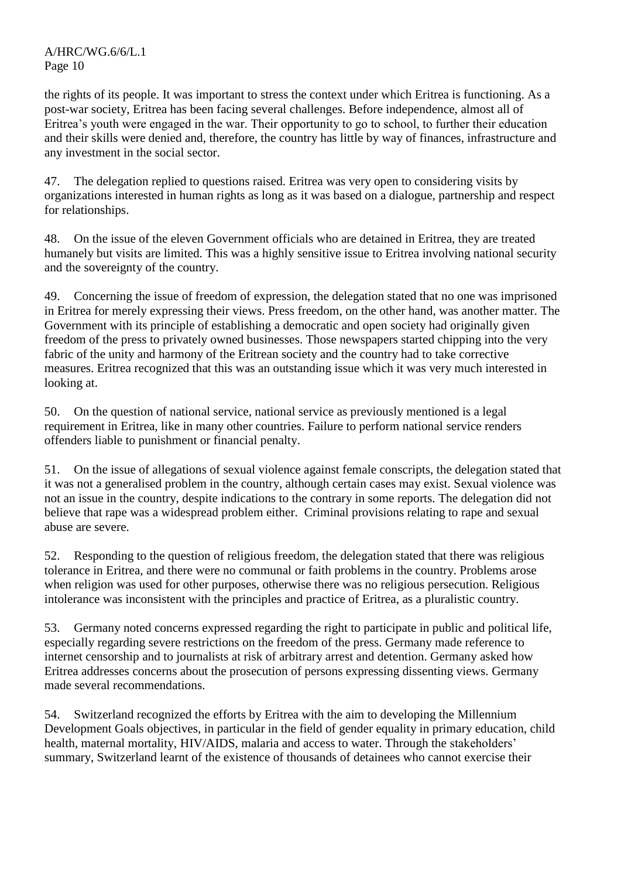the rights of its people. It was important to stress the context under which Eritrea is functioning. As a post-war society, Eritrea has been facing several challenges. Before independence, almost all of Eritrea's youth were engaged in the war. Their opportunity to go to school, to further their education and their skills were denied and, therefore, the country has little by way of finances, infrastructure and any investment in the social sector.

47. The delegation replied to questions raised. Eritrea was very open to considering visits by organizations interested in human rights as long as it was based on a dialogue, partnership and respect for relationships.

48. On the issue of the eleven Government officials who are detained in Eritrea, they are treated humanely but visits are limited. This was a highly sensitive issue to Eritrea involving national security and the sovereignty of the country.

49. Concerning the issue of freedom of expression, the delegation stated that no one was imprisoned in Eritrea for merely expressing their views. Press freedom, on the other hand, was another matter. The Government with its principle of establishing a democratic and open society had originally given freedom of the press to privately owned businesses. Those newspapers started chipping into the very fabric of the unity and harmony of the Eritrean society and the country had to take corrective measures. Eritrea recognized that this was an outstanding issue which it was very much interested in looking at.

50. On the question of national service, national service as previously mentioned is a legal requirement in Eritrea, like in many other countries. Failure to perform national service renders offenders liable to punishment or financial penalty.

51. On the issue of allegations of sexual violence against female conscripts, the delegation stated that it was not a generalised problem in the country, although certain cases may exist. Sexual violence was not an issue in the country, despite indications to the contrary in some reports. The delegation did not believe that rape was a widespread problem either. Criminal provisions relating to rape and sexual abuse are severe.

52. Responding to the question of religious freedom, the delegation stated that there was religious tolerance in Eritrea, and there were no communal or faith problems in the country. Problems arose when religion was used for other purposes, otherwise there was no religious persecution. Religious intolerance was inconsistent with the principles and practice of Eritrea, as a pluralistic country.

53. Germany noted concerns expressed regarding the right to participate in public and political life, especially regarding severe restrictions on the freedom of the press. Germany made reference to internet censorship and to journalists at risk of arbitrary arrest and detention. Germany asked how Eritrea addresses concerns about the prosecution of persons expressing dissenting views. Germany made several recommendations.

54. Switzerland recognized the efforts by Eritrea with the aim to developing the Millennium Development Goals objectives, in particular in the field of gender equality in primary education, child health, maternal mortality, HIV/AIDS, malaria and access to water. Through the stakeholders' summary, Switzerland learnt of the existence of thousands of detainees who cannot exercise their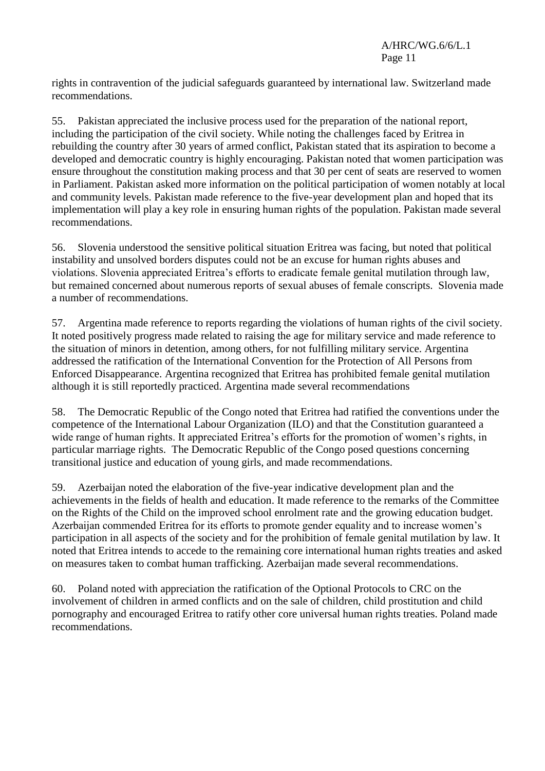rights in contravention of the judicial safeguards guaranteed by international law. Switzerland made recommendations.

55. Pakistan appreciated the inclusive process used for the preparation of the national report, including the participation of the civil society. While noting the challenges faced by Eritrea in rebuilding the country after 30 years of armed conflict, Pakistan stated that its aspiration to become a developed and democratic country is highly encouraging. Pakistan noted that women participation was ensure throughout the constitution making process and that 30 per cent of seats are reserved to women in Parliament. Pakistan asked more information on the political participation of women notably at local and community levels. Pakistan made reference to the five-year development plan and hoped that its implementation will play a key role in ensuring human rights of the population. Pakistan made several recommendations.

56. Slovenia understood the sensitive political situation Eritrea was facing, but noted that political instability and unsolved borders disputes could not be an excuse for human rights abuses and violations. Slovenia appreciated Eritrea's efforts to eradicate female genital mutilation through law, but remained concerned about numerous reports of sexual abuses of female conscripts. Slovenia made a number of recommendations.

57. Argentina made reference to reports regarding the violations of human rights of the civil society. It noted positively progress made related to raising the age for military service and made reference to the situation of minors in detention, among others, for not fulfilling military service. Argentina addressed the ratification of the International Convention for the Protection of All Persons from Enforced Disappearance. Argentina recognized that Eritrea has prohibited female genital mutilation although it is still reportedly practiced. Argentina made several recommendations

58. The Democratic Republic of the Congo noted that Eritrea had ratified the conventions under the competence of the International Labour Organization (ILO) and that the Constitution guaranteed a wide range of human rights. It appreciated Eritrea's efforts for the promotion of women's rights, in particular marriage rights. The Democratic Republic of the Congo posed questions concerning transitional justice and education of young girls, and made recommendations.

59. Azerbaijan noted the elaboration of the five-year indicative development plan and the achievements in the fields of health and education. It made reference to the remarks of the Committee on the Rights of the Child on the improved school enrolment rate and the growing education budget. Azerbaijan commended Eritrea for its efforts to promote gender equality and to increase women's participation in all aspects of the society and for the prohibition of female genital mutilation by law. It noted that Eritrea intends to accede to the remaining core international human rights treaties and asked on measures taken to combat human trafficking. Azerbaijan made several recommendations.

60. Poland noted with appreciation the ratification of the Optional Protocols to CRC on the involvement of children in armed conflicts and on the sale of children, child prostitution and child pornography and encouraged Eritrea to ratify other core universal human rights treaties. Poland made recommendations.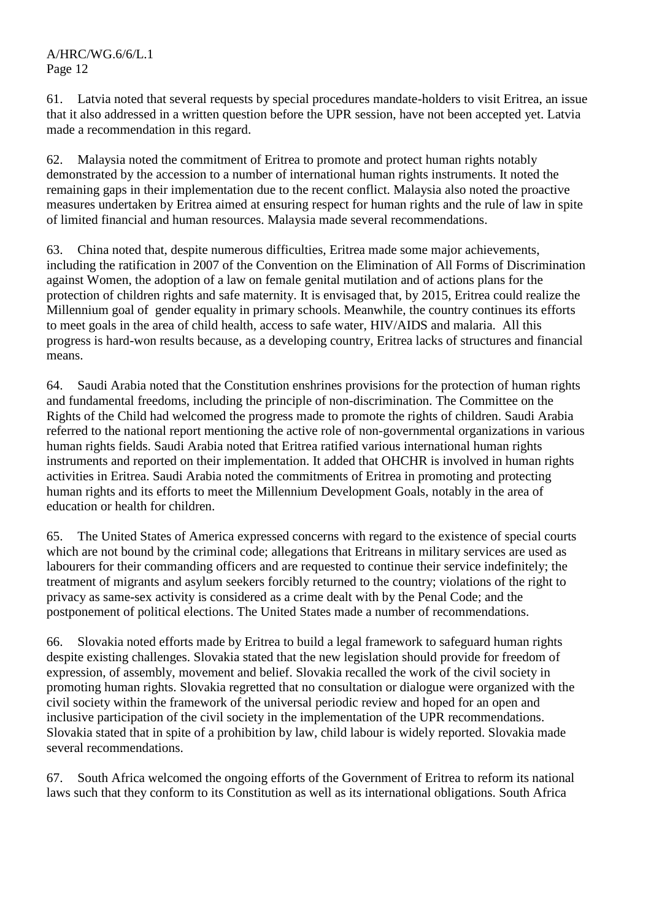61. Latvia noted that several requests by special procedures mandate-holders to visit Eritrea, an issue that it also addressed in a written question before the UPR session, have not been accepted yet. Latvia made a recommendation in this regard.

62. Malaysia noted the commitment of Eritrea to promote and protect human rights notably demonstrated by the accession to a number of international human rights instruments. It noted the remaining gaps in their implementation due to the recent conflict. Malaysia also noted the proactive measures undertaken by Eritrea aimed at ensuring respect for human rights and the rule of law in spite of limited financial and human resources. Malaysia made several recommendations.

63. China noted that, despite numerous difficulties, Eritrea made some major achievements, including the ratification in 2007 of the Convention on the Elimination of All Forms of Discrimination against Women, the adoption of a law on female genital mutilation and of actions plans for the protection of children rights and safe maternity. It is envisaged that, by 2015, Eritrea could realize the Millennium goal of gender equality in primary schools. Meanwhile, the country continues its efforts to meet goals in the area of child health, access to safe water, HIV/AIDS and malaria. All this progress is hard-won results because, as a developing country, Eritrea lacks of structures and financial means.

64. Saudi Arabia noted that the Constitution enshrines provisions for the protection of human rights and fundamental freedoms, including the principle of non-discrimination. The Committee on the Rights of the Child had welcomed the progress made to promote the rights of children. Saudi Arabia referred to the national report mentioning the active role of non-governmental organizations in various human rights fields. Saudi Arabia noted that Eritrea ratified various international human rights instruments and reported on their implementation. It added that OHCHR is involved in human rights activities in Eritrea. Saudi Arabia noted the commitments of Eritrea in promoting and protecting human rights and its efforts to meet the Millennium Development Goals, notably in the area of education or health for children.

65. The United States of America expressed concerns with regard to the existence of special courts which are not bound by the criminal code; allegations that Eritreans in military services are used as labourers for their commanding officers and are requested to continue their service indefinitely; the treatment of migrants and asylum seekers forcibly returned to the country; violations of the right to privacy as same-sex activity is considered as a crime dealt with by the Penal Code; and the postponement of political elections. The United States made a number of recommendations.

66. Slovakia noted efforts made by Eritrea to build a legal framework to safeguard human rights despite existing challenges. Slovakia stated that the new legislation should provide for freedom of expression, of assembly, movement and belief. Slovakia recalled the work of the civil society in promoting human rights. Slovakia regretted that no consultation or dialogue were organized with the civil society within the framework of the universal periodic review and hoped for an open and inclusive participation of the civil society in the implementation of the UPR recommendations. Slovakia stated that in spite of a prohibition by law, child labour is widely reported. Slovakia made several recommendations.

67. South Africa welcomed the ongoing efforts of the Government of Eritrea to reform its national laws such that they conform to its Constitution as well as its international obligations. South Africa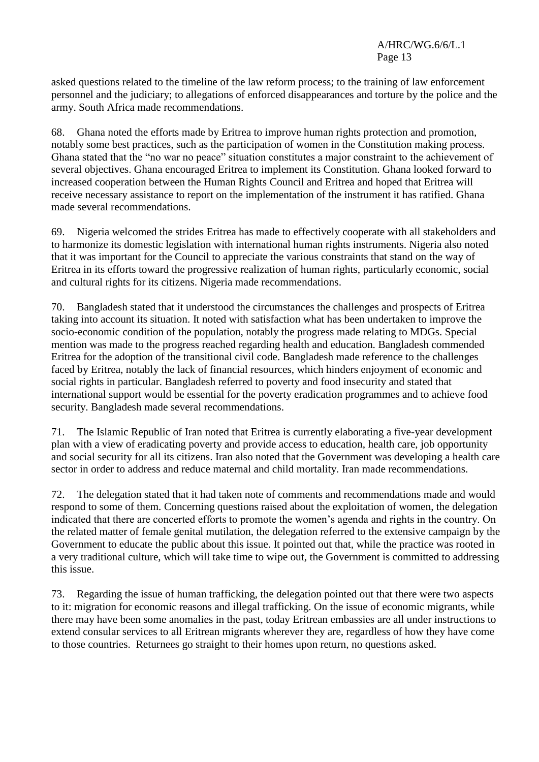asked questions related to the timeline of the law reform process; to the training of law enforcement personnel and the judiciary; to allegations of enforced disappearances and torture by the police and the army. South Africa made recommendations.

68. Ghana noted the efforts made by Eritrea to improve human rights protection and promotion, notably some best practices, such as the participation of women in the Constitution making process. Ghana stated that the "no war no peace" situation constitutes a major constraint to the achievement of several objectives. Ghana encouraged Eritrea to implement its Constitution. Ghana looked forward to increased cooperation between the Human Rights Council and Eritrea and hoped that Eritrea will receive necessary assistance to report on the implementation of the instrument it has ratified. Ghana made several recommendations.

69. Nigeria welcomed the strides Eritrea has made to effectively cooperate with all stakeholders and to harmonize its domestic legislation with international human rights instruments. Nigeria also noted that it was important for the Council to appreciate the various constraints that stand on the way of Eritrea in its efforts toward the progressive realization of human rights, particularly economic, social and cultural rights for its citizens. Nigeria made recommendations.

70. Bangladesh stated that it understood the circumstances the challenges and prospects of Eritrea taking into account its situation. It noted with satisfaction what has been undertaken to improve the socio-economic condition of the population, notably the progress made relating to MDGs. Special mention was made to the progress reached regarding health and education. Bangladesh commended Eritrea for the adoption of the transitional civil code. Bangladesh made reference to the challenges faced by Eritrea, notably the lack of financial resources, which hinders enjoyment of economic and social rights in particular. Bangladesh referred to poverty and food insecurity and stated that international support would be essential for the poverty eradication programmes and to achieve food security. Bangladesh made several recommendations.

71. The Islamic Republic of Iran noted that Eritrea is currently elaborating a five-year development plan with a view of eradicating poverty and provide access to education, health care, job opportunity and social security for all its citizens. Iran also noted that the Government was developing a health care sector in order to address and reduce maternal and child mortality. Iran made recommendations.

72. The delegation stated that it had taken note of comments and recommendations made and would respond to some of them. Concerning questions raised about the exploitation of women, the delegation indicated that there are concerted efforts to promote the women's agenda and rights in the country. On the related matter of female genital mutilation, the delegation referred to the extensive campaign by the Government to educate the public about this issue. It pointed out that, while the practice was rooted in a very traditional culture, which will take time to wipe out, the Government is committed to addressing this issue.

73. Regarding the issue of human trafficking, the delegation pointed out that there were two aspects to it: migration for economic reasons and illegal trafficking. On the issue of economic migrants, while there may have been some anomalies in the past, today Eritrean embassies are all under instructions to extend consular services to all Eritrean migrants wherever they are, regardless of how they have come to those countries. Returnees go straight to their homes upon return, no questions asked.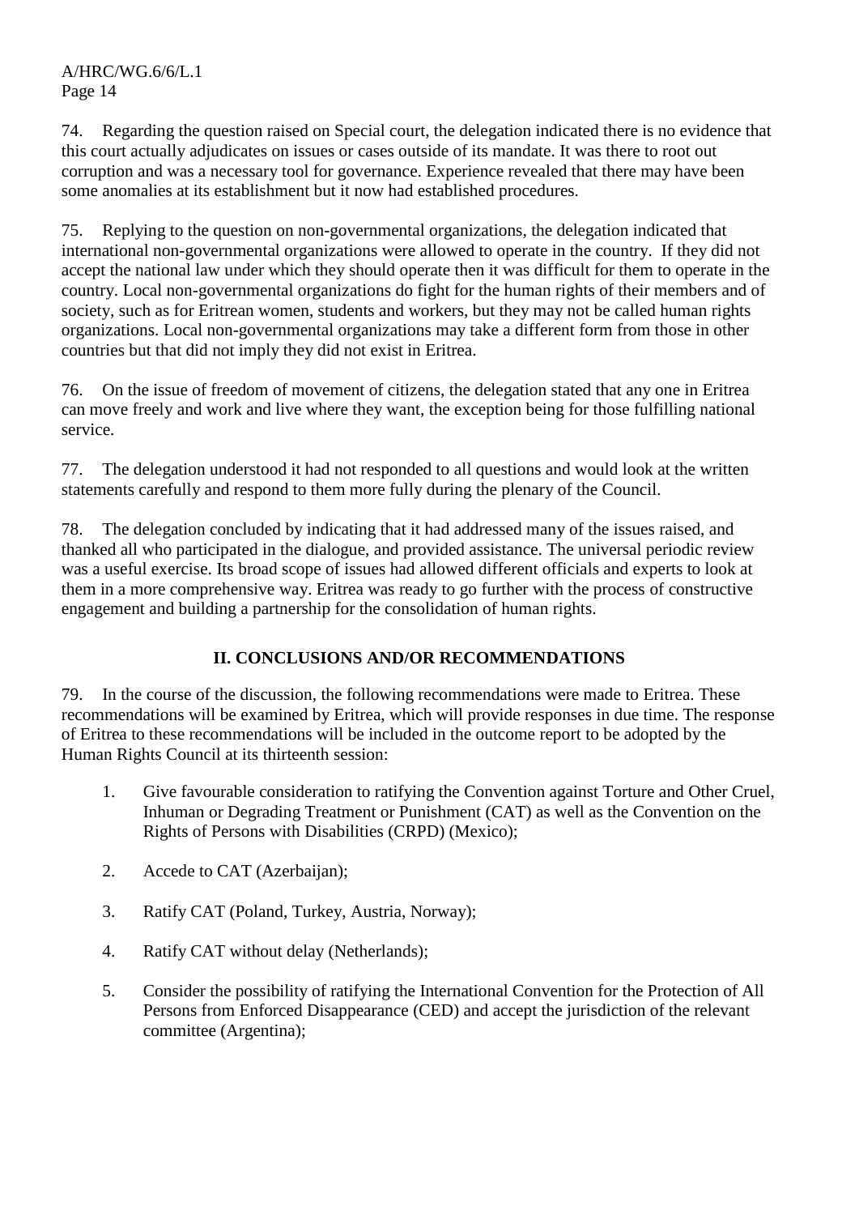74. Regarding the question raised on Special court, the delegation indicated there is no evidence that this court actually adjudicates on issues or cases outside of its mandate. It was there to root out corruption and was a necessary tool for governance. Experience revealed that there may have been some anomalies at its establishment but it now had established procedures.

75. Replying to the question on non-governmental organizations, the delegation indicated that international non-governmental organizations were allowed to operate in the country. If they did not accept the national law under which they should operate then it was difficult for them to operate in the country. Local non-governmental organizations do fight for the human rights of their members and of society, such as for Eritrean women, students and workers, but they may not be called human rights organizations. Local non-governmental organizations may take a different form from those in other countries but that did not imply they did not exist in Eritrea.

76. On the issue of freedom of movement of citizens, the delegation stated that any one in Eritrea can move freely and work and live where they want, the exception being for those fulfilling national service.

77. The delegation understood it had not responded to all questions and would look at the written statements carefully and respond to them more fully during the plenary of the Council.

78. The delegation concluded by indicating that it had addressed many of the issues raised, and thanked all who participated in the dialogue, and provided assistance. The universal periodic review was a useful exercise. Its broad scope of issues had allowed different officials and experts to look at them in a more comprehensive way. Eritrea was ready to go further with the process of constructive engagement and building a partnership for the consolidation of human rights.

## II. CONCLUSIONS AND/OR RECOMMENDATIONS

79. In the course of the discussion, the following recommendations were made to Eritrea. These recommendations will be examined by Eritrea, which will provide responses in due time. The response of Eritrea to these recommendations will be included in the outcome report to be adopted by the Human Rights Council at its thirteenth session:

1. Give favourable consideration to ratifying the Convention against Torture and Other Cruel, Inhuman or Degrading Treatment or Punishment (CAT) as well as the Convention on the Rights of Persons with Disabilities (CRPD) (Mexico);

2. Accede to CAT (Azerbaijan);

3. Ratify CAT (Poland, Turkey, Austria, Norway);

4. Ratify CAT without delay (Netherlands);

5. Consider the possibility of ratifying the International Convention for the Protection of All Persons from Enforced Disappearance (CED) and accept the jurisdiction of the relevant committee (Argentina);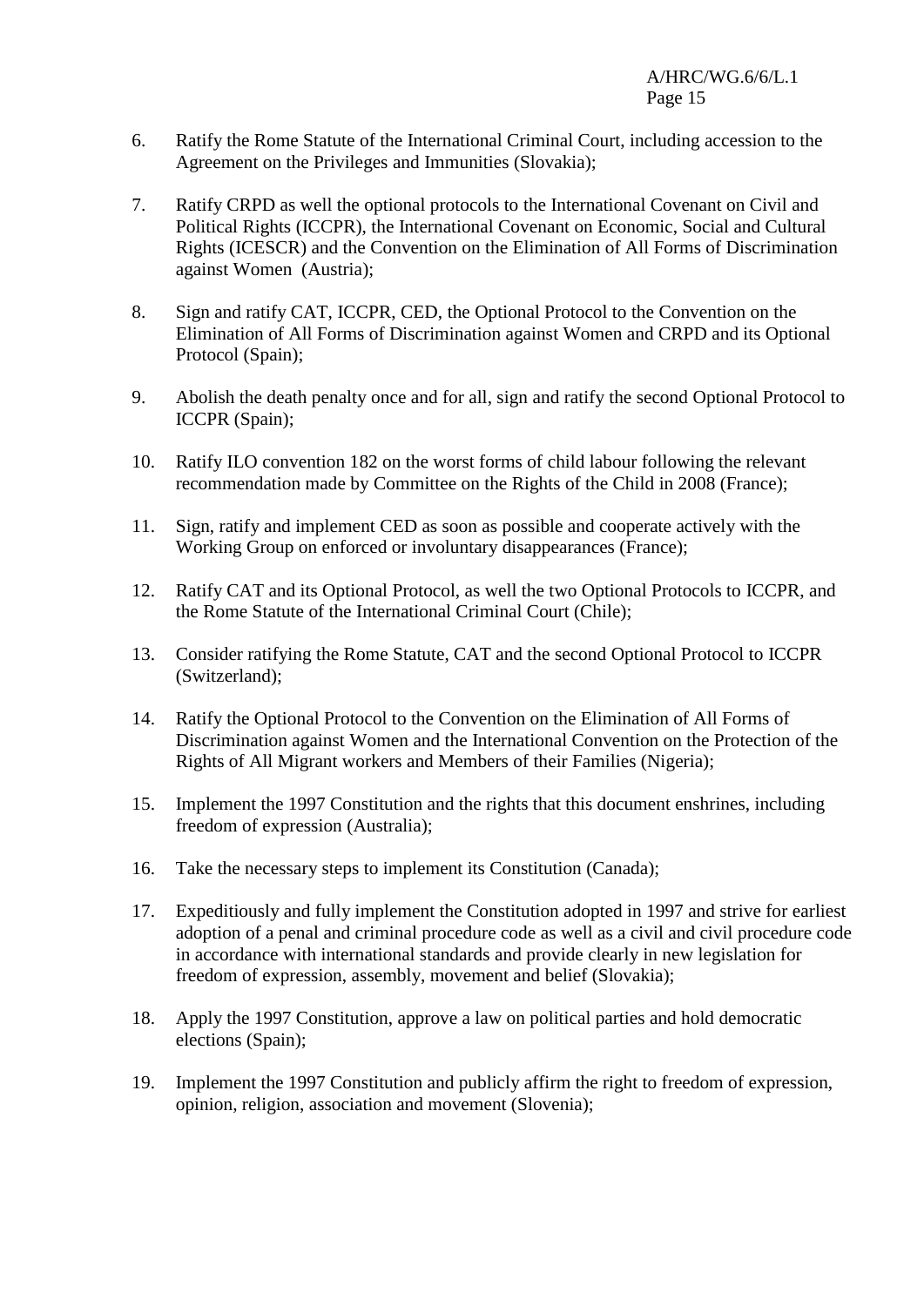6. Ratify the Rome Statute of the International Criminal Court, including accession to the Agreement on the Privileges and Immunities (Slovakia);

7. Ratify CRPD as well the optional protocols to the International Covenant on Civil and Political Rights (ICCPR), the International Covenant on Economic, Social and Cultural Rights (ICESCR) and the Convention on the Elimination of All Forms of Discrimination against Women (Austria);

8. Sign and ratify CAT, ICCPR, CED, the Optional Protocol to the Convention on the Elimination of All Forms of Discrimination against Women and CRPD and its Optional Protocol (Spain);

9. Abolish the death penalty once and for all, sign and ratify the second Optional Protocol to ICCPR (Spain);

10. Ratify ILO convention 182 on the worst forms of child labour following the relevant recommendation made by Committee on the Rights of the Child in 2008 (France);

11. Sign, ratify and implement CED as soon as possible and cooperate actively with the Working Group on enforced or involuntary disappearances (France);

12. Ratify CAT and its Optional Protocol, as well the two Optional Protocols to ICCPR, and the Rome Statute of the International Criminal Court (Chile);

13. Consider ratifying the Rome Statute, CAT and the second Optional Protocol to ICCPR (Switzerland);

14. Ratify the Optional Protocol to the Convention on the Elimination of All Forms of Discrimination against Women and the International Convention on the Protection of the Rights of All Migrant workers and Members of their Families (Nigeria);

15. Implement the 1997 Constitution and the rights that this document enshrines, including freedom of expression (Australia);

16. Take the necessary steps to implement its Constitution (Canada);

17. Expeditiously and fully implement the Constitution adopted in 1997 and strive for earliest adoption of a penal and criminal procedure code as well as a civil and civil procedure code in accordance with international standards and provide clearly in new legislation for freedom of expression, assembly, movement and belief (Slovakia);

18. Apply the 1997 Constitution, approve a law on political parties and hold democratic elections (Spain);

19. Implement the 1997 Constitution and publicly affirm the right to freedom of expression, opinion, religion, association and movement (Slovenia);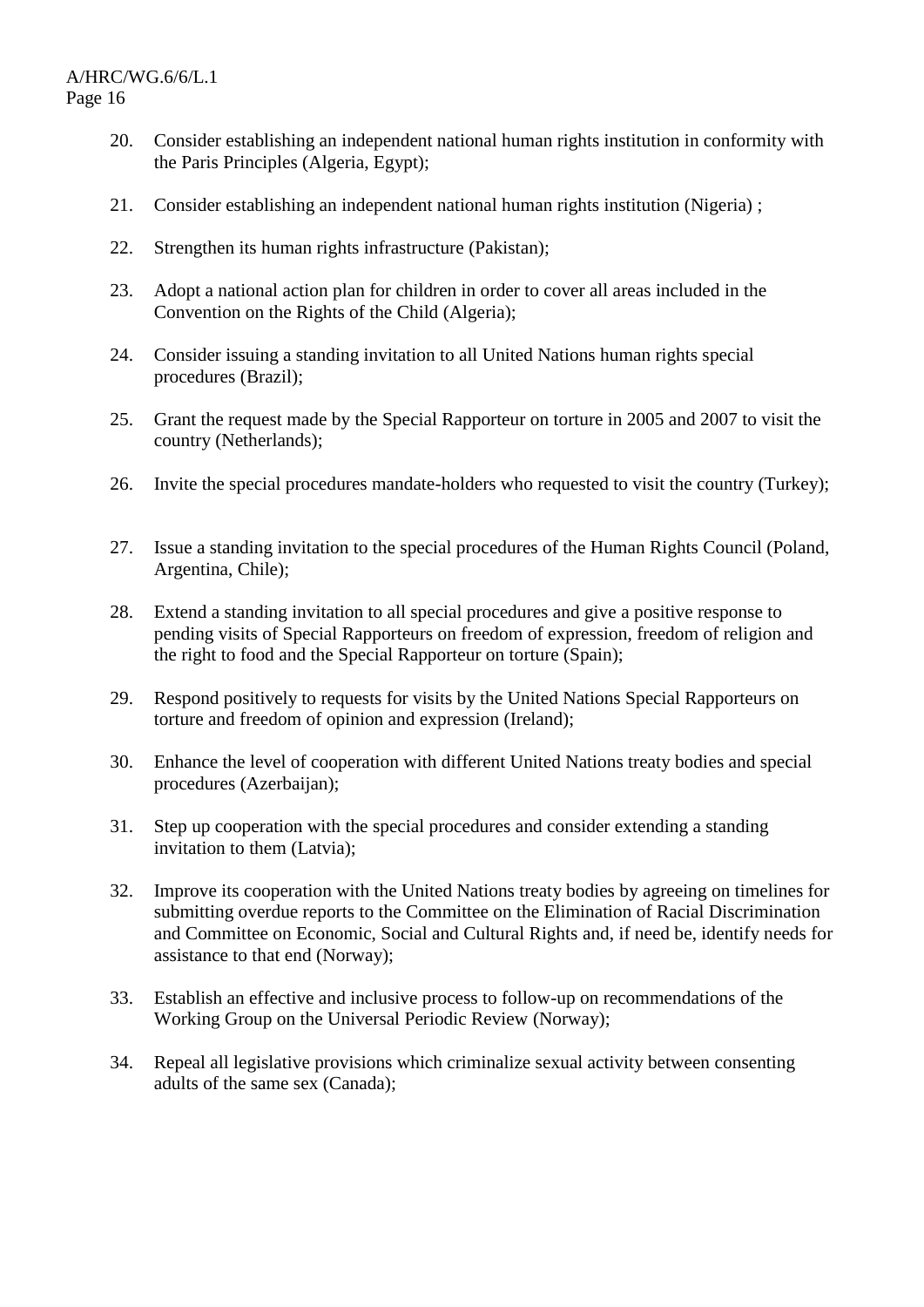20. Consider establishing an independent national human rights institution in conformity with the Paris Principles (Algeria, Egypt);

21. Consider establishing an independent national human rights institution (Nigeria) ;

22. Strengthen its human rights infrastructure (Pakistan);

23. Adopt a national action plan for children in order to cover all areas included in the Convention on the Rights of the Child (Algeria);

24. Consider issuing a standing invitation to all United Nations human rights special procedures (Brazil);

25. Grant the request made by the Special Rapporteur on torture in 2005 and 2007 to visit the country (Netherlands);

26. Invite the special procedures mandate-holders who requested to visit the country (Turkey);

27. Issue a standing invitation to the special procedures of the Human Rights Council (Poland, Argentina, Chile);

28. Extend a standing invitation to all special procedures and give a positive response to pending visits of Special Rapporteurs on freedom of expression, freedom of religion and the right to food and the Special Rapporteur on torture (Spain);

29. Respond positively to requests for visits by the United Nations Special Rapporteurs on torture and freedom of opinion and expression (Ireland);

30. Enhance the level of cooperation with different United Nations treaty bodies and special procedures (Azerbaijan);

31. Step up cooperation with the special procedures and consider extending a standing invitation to them (Latvia);

32. Improve its cooperation with the United Nations treaty bodies by agreeing on timelines for submitting overdue reports to the Committee on the Elimination of Racial Discrimination and Committee on Economic, Social and Cultural Rights and, if need be, identify needs for assistance to that end (Norway);

33. Establish an effective and inclusive process to follow-up on recommendations of the Working Group on the Universal Periodic Review (Norway);

34. Repeal all legislative provisions which criminalize sexual activity between consenting adults of the same sex (Canada);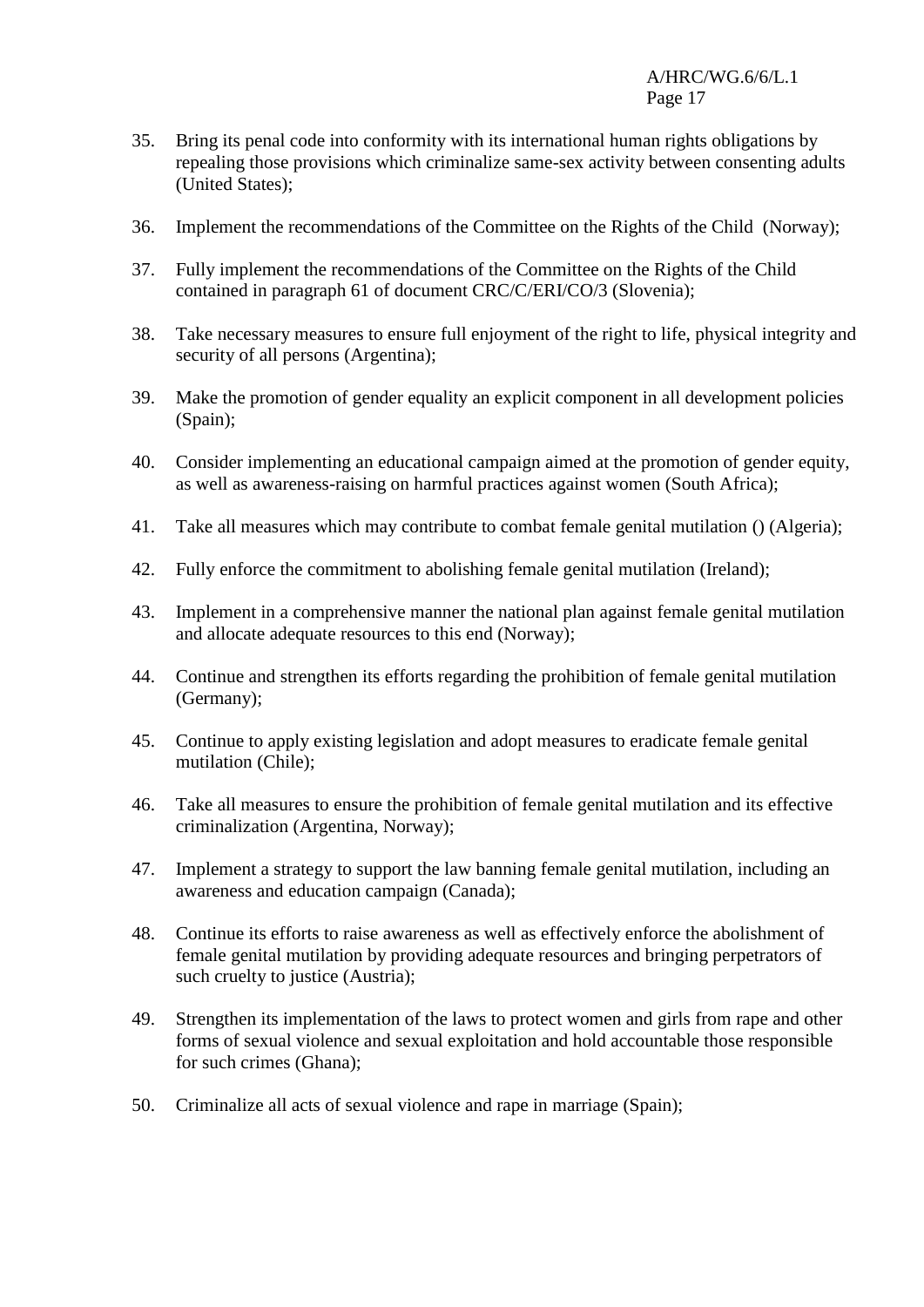35. Bring its penal code into conformity with its international human rights obligations by repealing those provisions which criminalize same-sex activity between consenting adults (United States);

36. Implement the recommendations of the Committee on the Rights of the Child (Norway);

37. Fully implement the recommendations of the Committee on the Rights of the Child contained in paragraph 61 of document CRC/C/ERI/CO/3 (Slovenia);

38. Take necessary measures to ensure full enjoyment of the right to life, physical integrity and security of all persons (Argentina);

39. Make the promotion of gender equality an explicit component in all development policies (Spain);

40. Consider implementing an educational campaign aimed at the promotion of gender equity, as well as awareness-raising on harmful practices against women (South Africa);

41. Take all measures which may contribute to combat female genital mutilation () (Algeria);

42. Fully enforce the commitment to abolishing female genital mutilation (Ireland);

43. Implement in a comprehensive manner the national plan against female genital mutilation and allocate adequate resources to this end (Norway);

44. Continue and strengthen its efforts regarding the prohibition of female genital mutilation (Germany);

45. Continue to apply existing legislation and adopt measures to eradicate female genital mutilation (Chile);

46. Take all measures to ensure the prohibition of female genital mutilation and its effective criminalization (Argentina, Norway);

47. Implement a strategy to support the law banning female genital mutilation, including an awareness and education campaign (Canada);

48. Continue its efforts to raise awareness as well as effectively enforce the abolishment of female genital mutilation by providing adequate resources and bringing perpetrators of such cruelty to justice (Austria);

49. Strengthen its implementation of the laws to protect women and girls from rape and other forms of sexual violence and sexual exploitation and hold accountable those responsible for such crimes (Ghana);

50. Criminalize all acts of sexual violence and rape in marriage (Spain);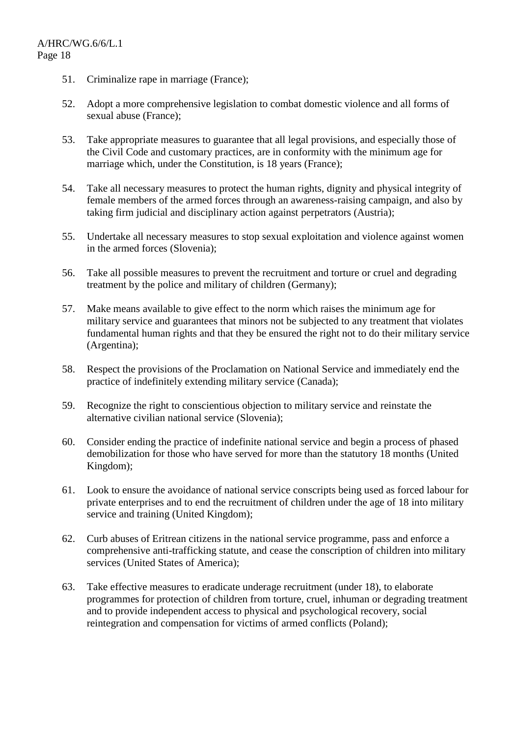51. Criminalize rape in marriage (France);

52. Adopt a more comprehensive legislation to combat domestic violence and all forms of sexual abuse (France);

53. Take appropriate measures to guarantee that all legal provisions, and especially those of the Civil Code and customary practices, are in conformity with the minimum age for marriage which, under the Constitution, is 18 years (France);

54. Take all necessary measures to protect the human rights, dignity and physical integrity of female members of the armed forces through an awareness-raising campaign, and also by taking firm judicial and disciplinary action against perpetrators (Austria);

55. Undertake all necessary measures to stop sexual exploitation and violence against women in the armed forces (Slovenia);

56. Take all possible measures to prevent the recruitment and torture or cruel and degrading treatment by the police and military of children (Germany);

57. Make means available to give effect to the norm which raises the minimum age for military service and guarantees that minors not be subjected to any treatment that violates fundamental human rights and that they be ensured the right not to do their military service (Argentina);

58. Respect the provisions of the Proclamation on National Service and immediately end the practice of indefinitely extending military service (Canada);

59. Recognize the right to conscientious objection to military service and reinstate the alternative civilian national service (Slovenia);

60. Consider ending the practice of indefinite national service and begin a process of phased demobilization for those who have served for more than the statutory 18 months (United Kingdom);

61. Look to ensure the avoidance of national service conscripts being used as forced labour for private enterprises and to end the recruitment of children under the age of 18 into military service and training (United Kingdom);

62. Curb abuses of Eritrean citizens in the national service programme, pass and enforce a comprehensive anti-trafficking statute, and cease the conscription of children into military services (United States of America);

63. Take effective measures to eradicate underage recruitment (under 18), to elaborate programmes for protection of children from torture, cruel, inhuman or degrading treatment and to provide independent access to physical and psychological recovery, social reintegration and compensation for victims of armed conflicts (Poland);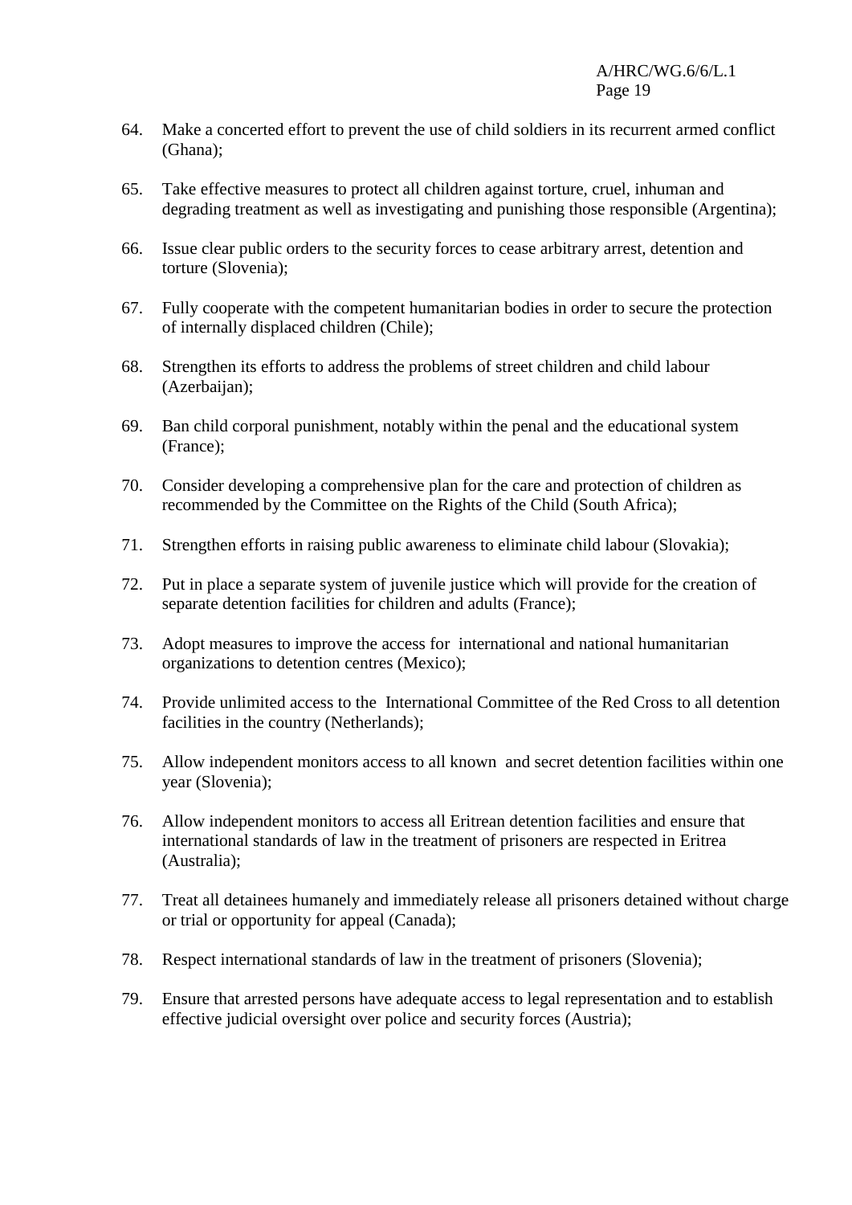64. Make a concerted effort to prevent the use of child soldiers in its recurrent armed conflict (Ghana);

65. Take effective measures to protect all children against torture, cruel, inhuman and degrading treatment as well as investigating and punishing those responsible (Argentina);

66. Issue clear public orders to the security forces to cease arbitrary arrest, detention and torture (Slovenia);

67. Fully cooperate with the competent humanitarian bodies in order to secure the protection of internally displaced children (Chile);

68. Strengthen its efforts to address the problems of street children and child labour (Azerbaijan);

69. Ban child corporal punishment, notably within the penal and the educational system (France);

70. Consider developing a comprehensive plan for the care and protection of children as recommended by the Committee on the Rights of the Child (South Africa);

71. Strengthen efforts in raising public awareness to eliminate child labour (Slovakia);

72. Put in place a separate system of juvenile justice which will provide for the creation of separate detention facilities for children and adults (France);

73. Adopt measures to improve the access for international and national humanitarian organizations to detention centres (Mexico);

74. Provide unlimited access to the International Committee of the Red Cross to all detention facilities in the country (Netherlands);

75. Allow independent monitors access to all known and secret detention facilities within one year (Slovenia);

76. Allow independent monitors to access all Eritrean detention facilities and ensure that international standards of law in the treatment of prisoners are respected in Eritrea (Australia);

77. Treat all detainees humanely and immediately release all prisoners detained without charge or trial or opportunity for appeal (Canada);

78. Respect international standards of law in the treatment of prisoners (Slovenia);

79. Ensure that arrested persons have adequate access to legal representation and to establish effective judicial oversight over police and security forces (Austria);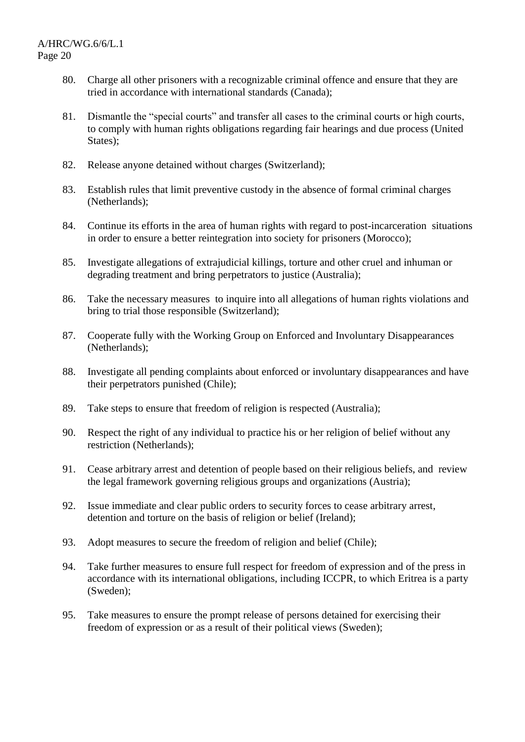80. Charge all other prisoners with a recognizable criminal offence and ensure that they are tried in accordance with international standards (Canada);

81. Dismantle the “special courts” and transfer all cases to the criminal courts or high courts, to comply with human rights obligations regarding fair hearings and due process (United States);

82. Release anyone detained without charges (Switzerland);

83. Establish rules that limit preventive custody in the absence of formal criminal charges (Netherlands);

84. Continue its efforts in the area of human rights with regard to post-incarceration situations in order to ensure a better reintegration into society for prisoners (Morocco);

85. Investigate allegations of extrajudicial killings, torture and other cruel and inhuman or degrading treatment and bring perpetrators to justice (Australia);

86. Take the necessary measures to inquire into all allegations of human rights violations and bring to trial those responsible (Switzerland);

87. Cooperate fully with the Working Group on Enforced and Involuntary Disappearances (Netherlands);

88. Investigate all pending complaints about enforced or involuntary disappearances and have their perpetrators punished (Chile);

89. Take steps to ensure that freedom of religion is respected (Australia);

90. Respect the right of any individual to practice his or her religion of belief without any restriction (Netherlands);

91. Cease arbitrary arrest and detention of people based on their religious beliefs, and review the legal framework governing religious groups and organizations (Austria);

92. Issue immediate and clear public orders to security forces to cease arbitrary arrest, detention and torture on the basis of religion or belief (Ireland);

93. Adopt measures to secure the freedom of religion and belief (Chile);

94. Take further measures to ensure full respect for freedom of expression and of the press in accordance with its international obligations, including ICCPR, to which Eritrea is a party (Sweden);

95. Take measures to ensure the prompt release of persons detained for exercising their freedom of expression or as a result of their political views (Sweden);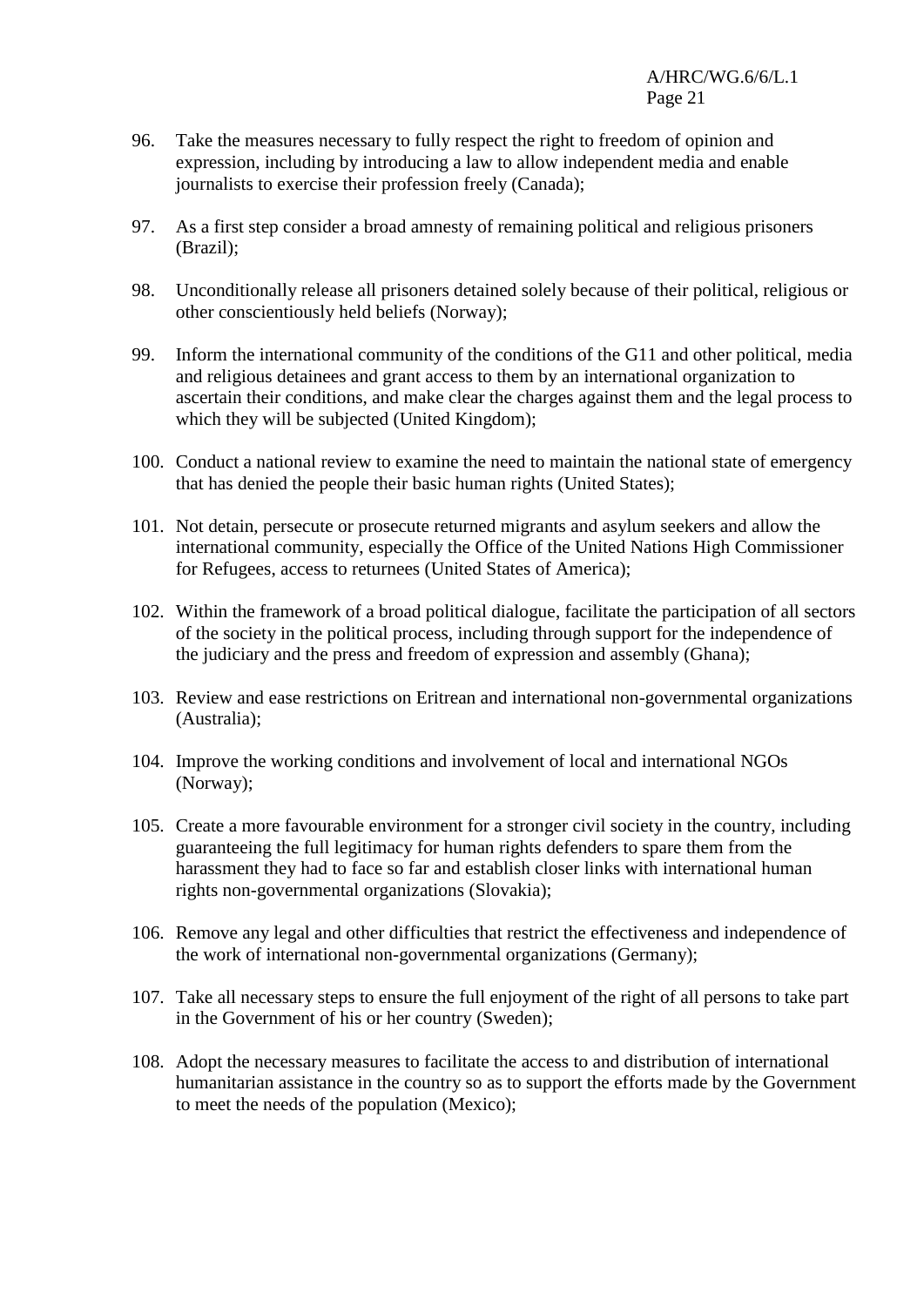96. Take the measures necessary to fully respect the right to freedom of opinion and expression, including by introducing a law to allow independent media and enable journalists to exercise their profession freely (Canada);

97. As a first step consider a broad amnesty of remaining political and religious prisoners (Brazil);

98. Unconditionally release all prisoners detained solely because of their political, religious or other conscientiously held beliefs (Norway);

99. Inform the international community of the conditions of the G11 and other political, media and religious detainees and grant access to them by an international organization to ascertain their conditions, and make clear the charges against them and the legal process to which they will be subjected (United Kingdom);

100. Conduct a national review to examine the need to maintain the national state of emergency that has denied the people their basic human rights (United States);

101. Not detain, persecute or prosecute returned migrants and asylum seekers and allow the international community, especially the Office of the United Nations High Commissioner for Refugees, access to returnees (United States of America);

102. Within the framework of a broad political dialogue, facilitate the participation of all sectors of the society in the political process, including through support for the independence of the judiciary and the press and freedom of expression and assembly (Ghana);

103. Review and ease restrictions on Eritrean and international non-governmental organizations (Australia);

104. Improve the working conditions and involvement of local and international NGOs (Norway);

105. Create a more favourable environment for a stronger civil society in the country, including guaranteeing the full legitimacy for human rights defenders to spare them from the harassment they had to face so far and establish closer links with international human rights non-governmental organizations (Slovakia);

106. Remove any legal and other difficulties that restrict the effectiveness and independence of the work of international non-governmental organizations (Germany);

107. Take all necessary steps to ensure the full enjoyment of the right of all persons to take part in the Government of his or her country (Sweden);

108. Adopt the necessary measures to facilitate the access to and distribution of international humanitarian assistance in the country so as to support the efforts made by the Government to meet the needs of the population (Mexico);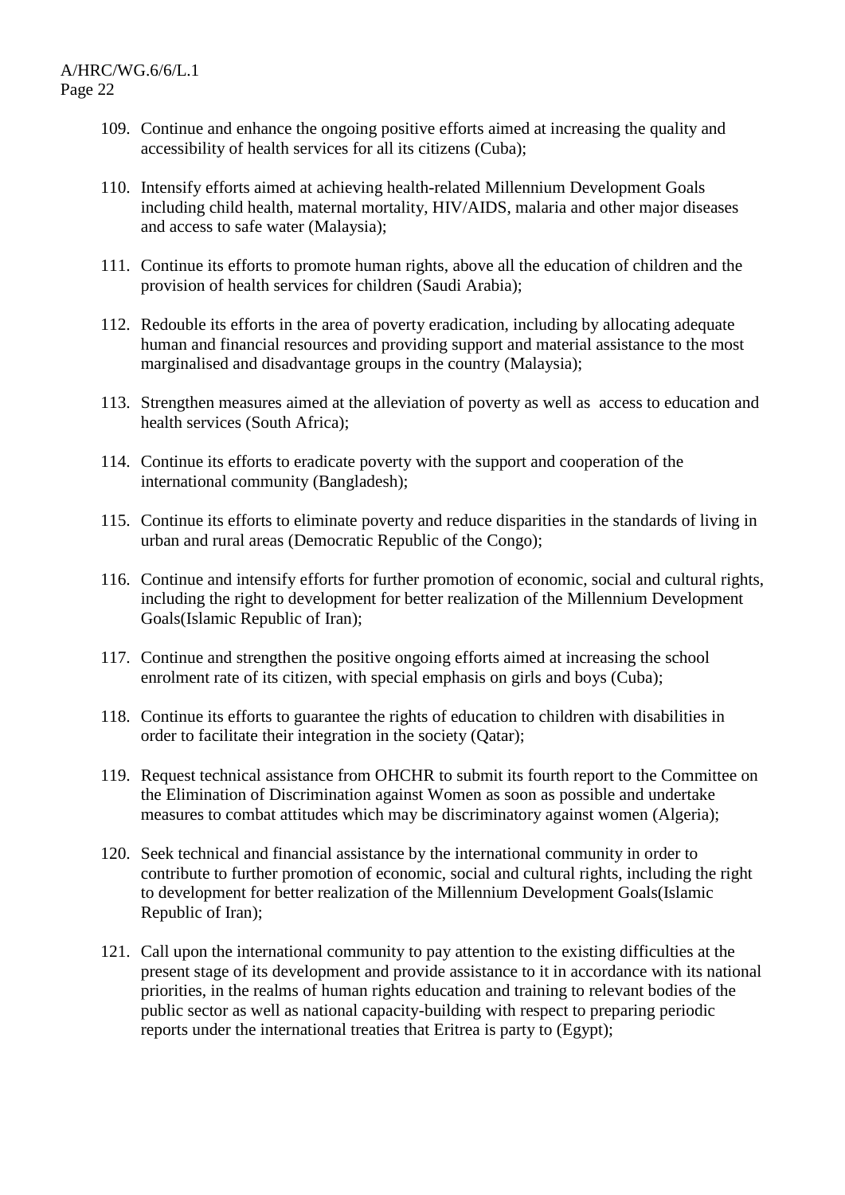109. Continue and enhance the ongoing positive efforts aimed at increasing the quality and accessibility of health services for all its citizens (Cuba);

110. Intensify efforts aimed at achieving health-related Millennium Development Goals including child health, maternal mortality, HIV/AIDS, malaria and other major diseases and access to safe water (Malaysia);

111. Continue its efforts to promote human rights, above all the education of children and the provision of health services for children (Saudi Arabia);

112. Redouble its efforts in the area of poverty eradication, including by allocating adequate human and financial resources and providing support and material assistance to the most marginalised and disadvantage groups in the country (Malaysia);

113. Strengthen measures aimed at the alleviation of poverty as well as access to education and health services (South Africa);

114. Continue its efforts to eradicate poverty with the support and cooperation of the international community (Bangladesh);

115. Continue its efforts to eliminate poverty and reduce disparities in the standards of living in urban and rural areas (Democratic Republic of the Congo);

116. Continue and intensify efforts for further promotion of economic, social and cultural rights, including the right to development for better realization of the Millennium Development Goals(Islamic Republic of Iran);

117. Continue and strengthen the positive ongoing efforts aimed at increasing the school enrolment rate of its citizen, with special emphasis on girls and boys (Cuba);

118. Continue its efforts to guarantee the rights of education to children with disabilities in order to facilitate their integration in the society (Qatar);

119. Request technical assistance from OHCHR to submit its fourth report to the Committee on the Elimination of Discrimination against Women as soon as possible and undertake measures to combat attitudes which may be discriminatory against women (Algeria);

120. Seek technical and financial assistance by the international community in order to contribute to further promotion of economic, social and cultural rights, including the right to development for better realization of the Millennium Development Goals(Islamic Republic of Iran);

121. Call upon the international community to pay attention to the existing difficulties at the present stage of its development and provide assistance to it in accordance with its national priorities, in the realms of human rights education and training to relevant bodies of the public sector as well as national capacity-building with respect to preparing periodic reports under the international treaties that Eritrea is party to (Egypt);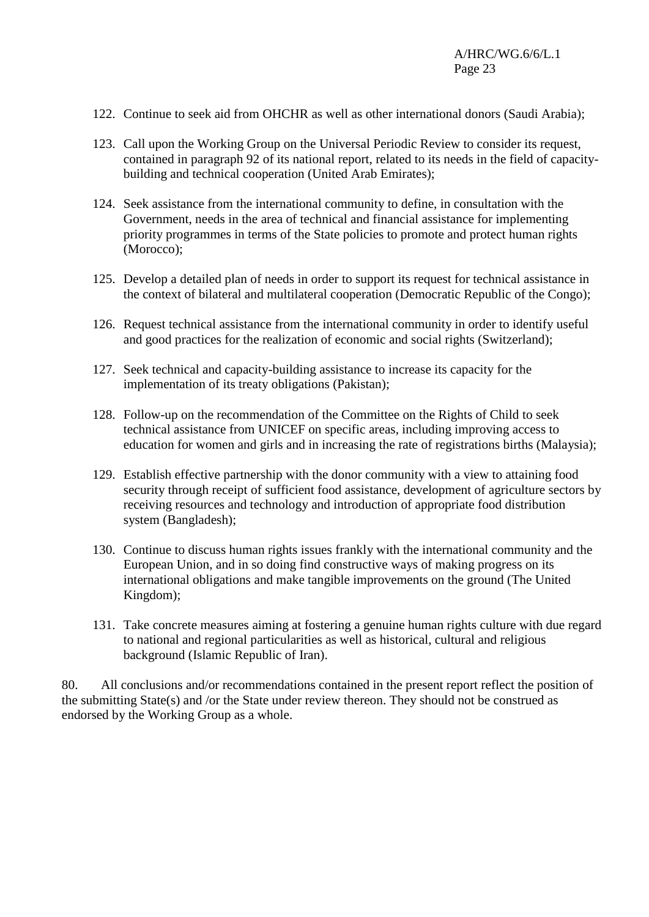122. Continue to seek aid from OHCHR as well as other international donors (Saudi Arabia);

123. Call upon the Working Group on the Universal Periodic Review to consider its request, contained in paragraph 92 of its national report, related to its needs in the field of capacity-building and technical cooperation (United Arab Emirates);

124. Seek assistance from the international community to define, in consultation with the Government, needs in the area of technical and financial assistance for implementing priority programmes in terms of the State policies to promote and protect human rights (Morocco);

125. Develop a detailed plan of needs in order to support its request for technical assistance in the context of bilateral and multilateral cooperation (Democratic Republic of the Congo);

126. Request technical assistance from the international community in order to identify useful and good practices for the realization of economic and social rights (Switzerland);

127. Seek technical and capacity-building assistance to increase its capacity for the implementation of its treaty obligations (Pakistan);

128. Follow-up on the recommendation of the Committee on the Rights of Child to seek technical assistance from UNICEF on specific areas, including improving access to education for women and girls and in increasing the rate of registrations births (Malaysia);

129. Establish effective partnership with the donor community with a view to attaining food security through receipt of sufficient food assistance, development of agriculture sectors by receiving resources and technology and introduction of appropriate food distribution system (Bangladesh);

130. Continue to discuss human rights issues frankly with the international community and the European Union, and in so doing find constructive ways of making progress on its international obligations and make tangible improvements on the ground (The United Kingdom);

131. Take concrete measures aiming at fostering a genuine human rights culture with due regard to national and regional particularities as well as historical, cultural and religious background (Islamic Republic of Iran).

80. All conclusions and/or recommendations contained in the present report reflect the position of the submitting State(s) and /or the State under review thereon. They should not be construed as endorsed by the Working Group as a whole.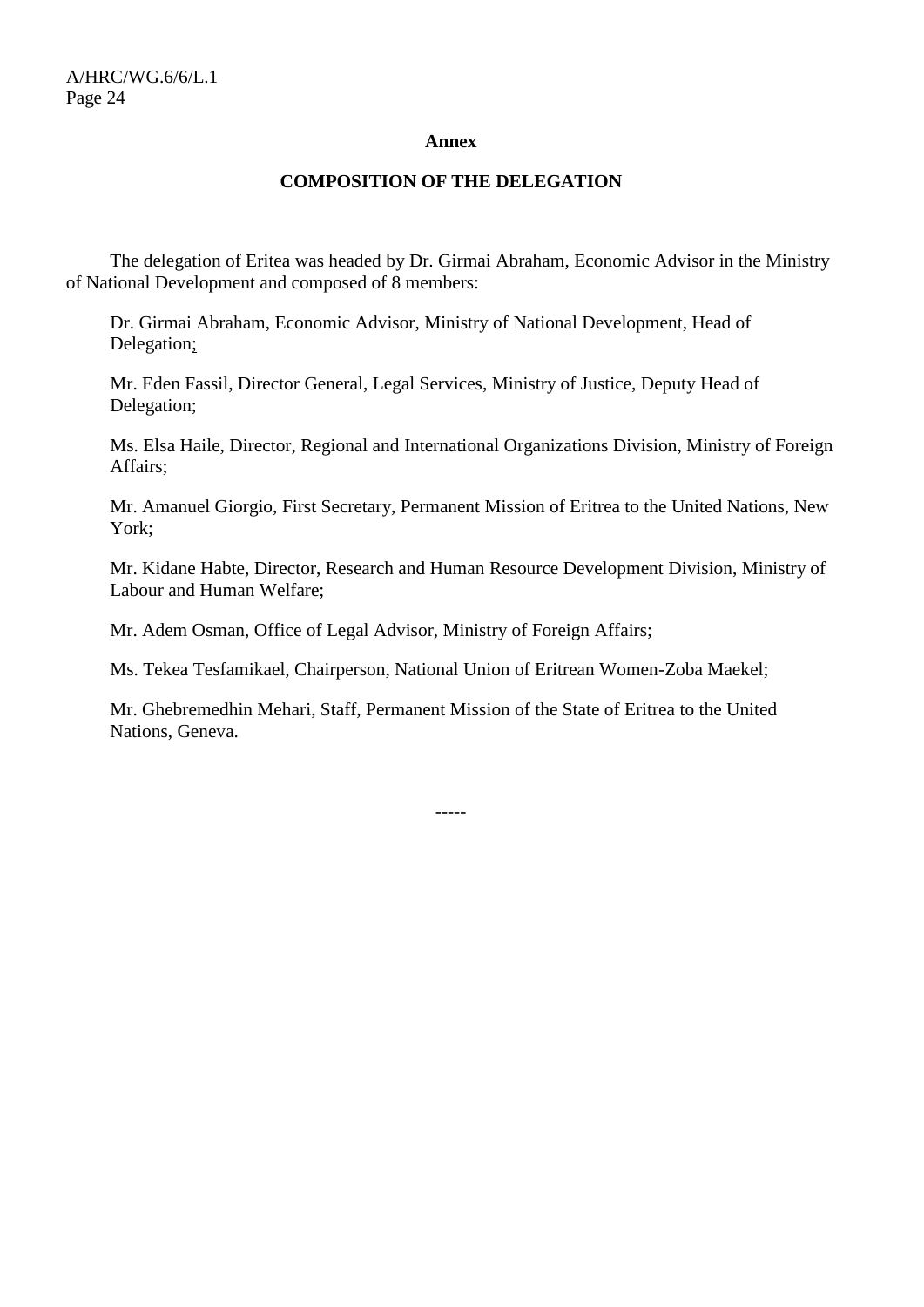**Annex**

**COMPOSITION OF THE DELEGATION**

The delegation of Eritea was headed by Dr. Girmai Abraham, Economic Advisor in the Ministry of National Development and composed of 8 members:

Dr. Girmai Abraham, Economic Advisor, Ministry of National Development, Head of Delegation;

Mr. Eden Fassil, Director General, Legal Services, Ministry of Justice, Deputy Head of Delegation;

Ms. Elsa Haile, Director, Regional and International Organizations Division, Ministry of Foreign Affairs;

Mr. Amanuel Giorgio, First Secretary, Permanent Mission of Eritrea to the United Nations, New York;

Mr. Kidane Habte, Director, Research and Human Resource Development Division, Ministry of Labour and Human Welfare;

Mr. Adem Osman, Office of Legal Advisor, Ministry of Foreign Affairs;

Ms. Tekea Tesfamikael, Chairperson, National Union of Eritrean Women-Zoba Maekel;

Mr. Ghebremedhin Mehari, Staff, Permanent Mission of the State of Eritrea to the United Nations, Geneva.

-----